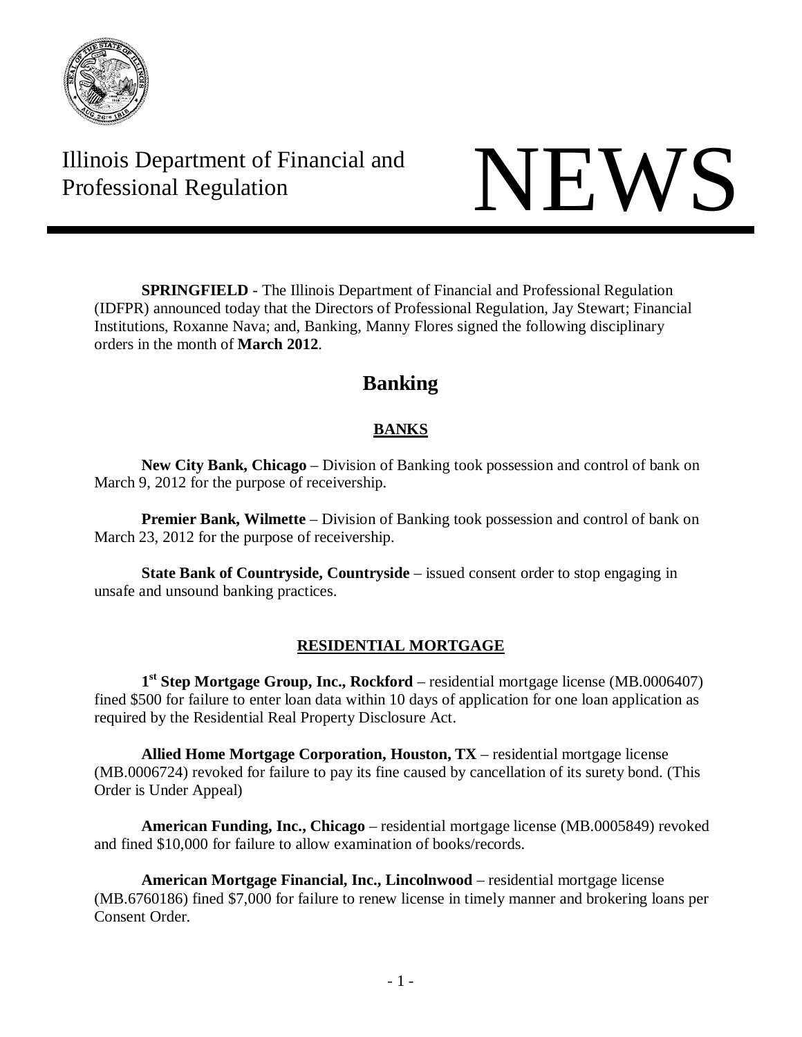Illinois Department of Financial and Professional Regulation

# NEWS

**SPRINGFIELD** - The Illinois Department of Financial and Professional Regulation (IDFPR) announced today that the Directors of Professional Regulation, Jay Stewart; Financial Institutions, Roxanne Nava; and, Banking, Manny Flores signed the following disciplinary orders in the month of **March 2012**.

## Banking

### BANKS

**New City Bank, Chicago** – Division of Banking took possession and control of bank on March 9, 2012 for the purpose of receivership.

**Premier Bank, Wilmette** – Division of Banking took possession and control of bank on March 23, 2012 for the purpose of receivership.

**State Bank of Countryside, Countryside** – issued consent order to stop engaging in unsafe and unsound banking practices.

### RESIDENTIAL MORTGAGE

**1st Step Mortgage Group, Inc., Rockford** – residential mortgage license (MB.0006407) fined $500 for failure to enter loan data within 10 days of application for one loan application as required by the Residential Real Property Disclosure Act.

**Allied Home Mortgage Corporation, Houston, TX** – residential mortgage license (MB.0006724) revoked for failure to pay its fine caused by cancellation of its surety bond. (This Order is Under Appeal)

**American Funding, Inc., Chicago** – residential mortgage license (MB.0005849) revoked and fined $10,000 for failure to allow examination of books/records.

**American Mortgage Financial, Inc., Lincolnwood** – residential mortgage license (MB.6760186) fined $7,000 for failure to renew license in timely manner and brokering loans per Consent Order.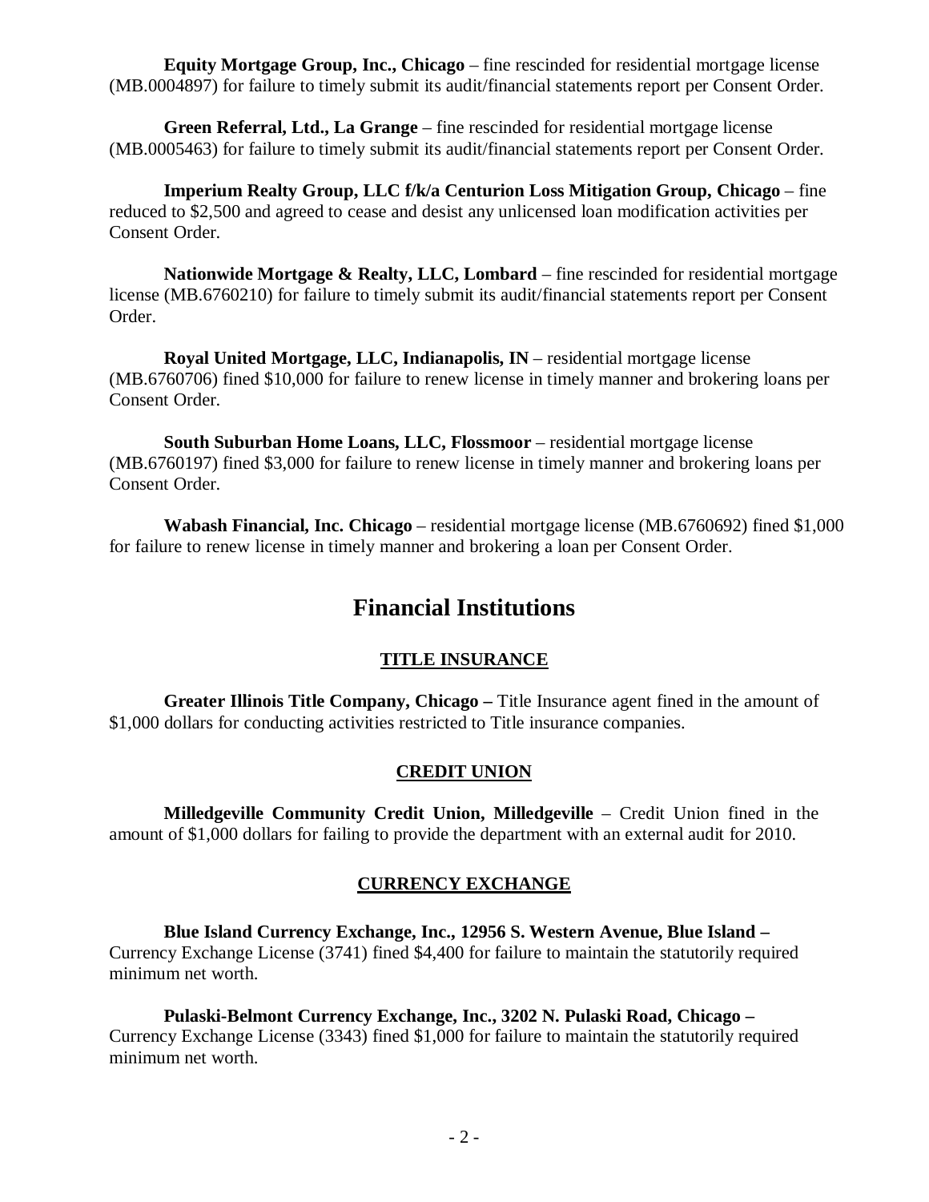**Equity Mortgage Group, Inc., Chicago** – fine rescinded for residential mortgage license (MB.0004897) for failure to timely submit its audit/financial statements report per Consent Order.

**Green Referral, Ltd., La Grange** – fine rescinded for residential mortgage license (MB.0005463) for failure to timely submit its audit/financial statements report per Consent Order.

**Imperium Realty Group, LLC f/k/a Centurion Loss Mitigation Group, Chicago** – fine reduced to $2,500 and agreed to cease and desist any unlicensed loan modification activities per Consent Order.

**Nationwide Mortgage & Realty, LLC, Lombard** – fine rescinded for residential mortgage license (MB.6760210) for failure to timely submit its audit/financial statements report per Consent Order.

**Royal United Mortgage, LLC, Indianapolis, IN** – residential mortgage license (MB.6760706) fined $10,000 for failure to renew license in timely manner and brokering loans per Consent Order.

**South Suburban Home Loans, LLC, Flossmoor** – residential mortgage license (MB.6760197) fined $3,000 for failure to renew license in timely manner and brokering loans per Consent Order.

**Wabash Financial, Inc. Chicago** – residential mortgage license (MB.6760692) fined $1,000 for failure to renew license in timely manner and brokering a loan per Consent Order.

# Financial Institutions

## TITLE INSURANCE

**Greater Illinois Title Company, Chicago –** Title Insurance agent fined in the amount of $1,000 dollars for conducting activities restricted to Title insurance companies.

## CREDIT UNION

**Milledgeville Community Credit Union, Milledgeville** – Credit Union fined in the amount of $1,000 dollars for failing to provide the department with an external audit for 2010.

## CURRENCY EXCHANGE

**Blue Island Currency Exchange, Inc., 12956 S. Western Avenue, Blue Island –** Currency Exchange License (3741) fined $4,400 for failure to maintain the statutorily required minimum net worth.

**Pulaski-Belmont Currency Exchange, Inc., 3202 N. Pulaski Road, Chicago –** Currency Exchange License (3343) fined $1,000 for failure to maintain the statutorily required minimum net worth.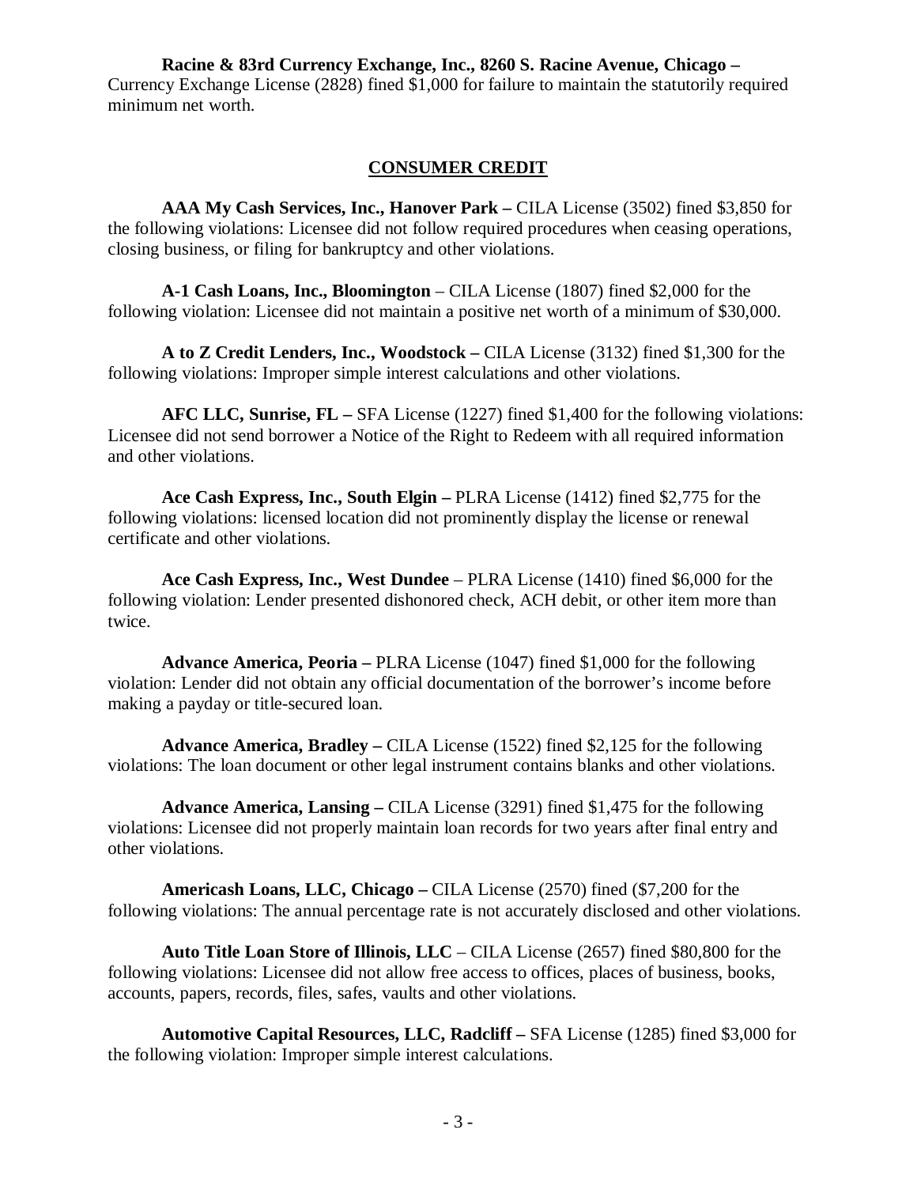**Racine & 83rd Currency Exchange, Inc., 8260 S. Racine Avenue, Chicago –** Currency Exchange License (2828) fined $1,000 for failure to maintain the statutorily required minimum net worth.

## CONSUMER CREDIT

**AAA My Cash Services, Inc., Hanover Park –** CILA License (3502) fined $3,850 for the following violations: Licensee did not follow required procedures when ceasing operations, closing business, or filing for bankruptcy and other violations.

**A-1 Cash Loans, Inc., Bloomington** – CILA License (1807) fined $2,000 for the following violation: Licensee did not maintain a positive net worth of a minimum of $30,000.

**A to Z Credit Lenders, Inc., Woodstock –** CILA License (3132) fined $1,300 for the following violations: Improper simple interest calculations and other violations.

**AFC LLC, Sunrise, FL –** SFA License (1227) fined $1,400 for the following violations: Licensee did not send borrower a Notice of the Right to Redeem with all required information and other violations.

**Ace Cash Express, Inc., South Elgin –** PLRA License (1412) fined $2,775 for the following violations: licensed location did not prominently display the license or renewal certificate and other violations.

**Ace Cash Express, Inc., West Dundee** – PLRA License (1410) fined $6,000 for the following violation: Lender presented dishonored check, ACH debit, or other item more than twice.

**Advance America, Peoria –** PLRA License (1047) fined $1,000 for the following violation: Lender did not obtain any official documentation of the borrower's income before making a payday or title-secured loan.

**Advance America, Bradley –** CILA License (1522) fined $2,125 for the following violations: The loan document or other legal instrument contains blanks and other violations.

**Advance America, Lansing –** CILA License (3291) fined $1,475 for the following violations: Licensee did not properly maintain loan records for two years after final entry and other violations.

**Americash Loans, LLC, Chicago –** CILA License (2570) fined ($7,200 for the following violations: The annual percentage rate is not accurately disclosed and other violations.

**Auto Title Loan Store of Illinois, LLC** – CILA License (2657) fined $80,800 for the following violations: Licensee did not allow free access to offices, places of business, books, accounts, papers, records, files, safes, vaults and other violations.

**Automotive Capital Resources, LLC, Radcliff –** SFA License (1285) fined $3,000 for the following violation: Improper simple interest calculations.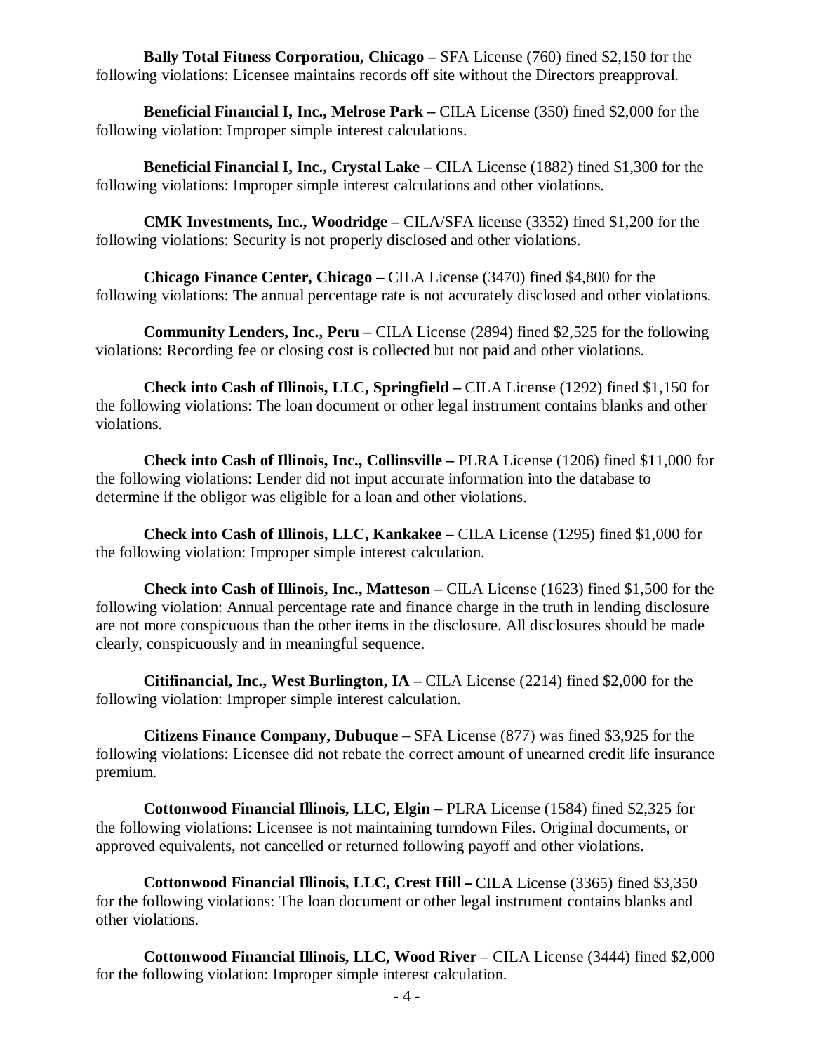**Bally Total Fitness Corporation, Chicago –** SFA License (760) fined $2,150 for the following violations: Licensee maintains records off site without the Directors preapproval.

**Beneficial Financial I, Inc., Melrose Park –** CILA License (350) fined $2,000 for the following violation: Improper simple interest calculations.

**Beneficial Financial I, Inc., Crystal Lake –** CILA License (1882) fined $1,300 for the following violations: Improper simple interest calculations and other violations.

**CMK Investments, Inc., Woodridge –** CILA/SFA license (3352) fined $1,200 for the following violations: Security is not properly disclosed and other violations.

**Chicago Finance Center, Chicago –** CILA License (3470) fined $4,800 for the following violations: The annual percentage rate is not accurately disclosed and other violations.

**Community Lenders, Inc., Peru –** CILA License (2894) fined $2,525 for the following violations: Recording fee or closing cost is collected but not paid and other violations.

**Check into Cash of Illinois, LLC, Springfield –** CILA License (1292) fined $1,150 for the following violations: The loan document or other legal instrument contains blanks and other violations.

**Check into Cash of Illinois, Inc., Collinsville –** PLRA License (1206) fined $11,000 for the following violations: Lender did not input accurate information into the database to determine if the obligor was eligible for a loan and other violations.

**Check into Cash of Illinois, LLC, Kankakee –** CILA License (1295) fined $1,000 for the following violation: Improper simple interest calculation.

**Check into Cash of Illinois, Inc., Matteson –** CILA License (1623) fined $1,500 for the following violation: Annual percentage rate and finance charge in the truth in lending disclosure are not more conspicuous than the other items in the disclosure. All disclosures should be made clearly, conspicuously and in meaningful sequence.

**Citifinancial, Inc., West Burlington, IA –** CILA License (2214) fined $2,000 for the following violation: Improper simple interest calculation.

**Citizens Finance Company, Dubuque** – SFA License (877) was fined $3,925 for the following violations: Licensee did not rebate the correct amount of unearned credit life insurance premium.

**Cottonwood Financial Illinois, LLC, Elgin** – PLRA License (1584) fined $2,325 for the following violations: Licensee is not maintaining turndown Files. Original documents, or approved equivalents, not cancelled or returned following payoff and other violations.

**Cottonwood Financial Illinois, LLC, Crest Hill –** CILA License (3365) fined $3,350 for the following violations: The loan document or other legal instrument contains blanks and other violations.

**Cottonwood Financial Illinois, LLC, Wood River** – CILA License (3444) fined $2,000 for the following violation: Improper simple interest calculation.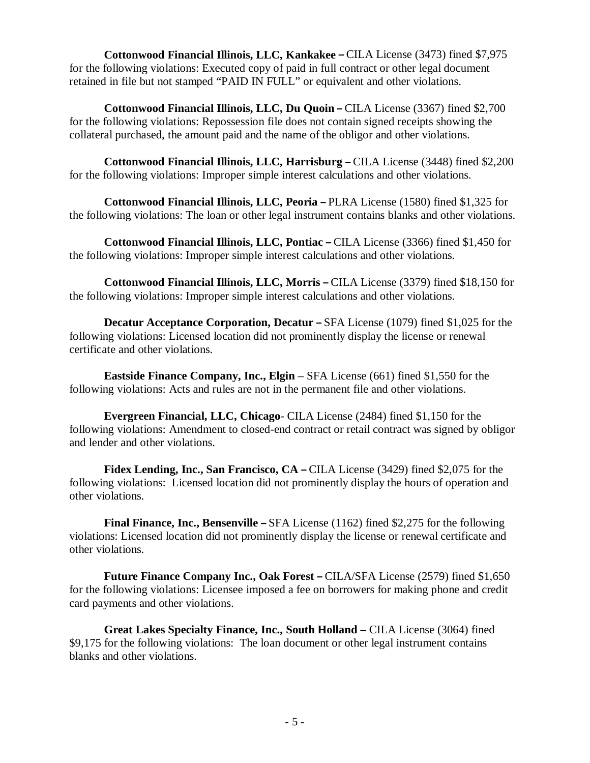**Cottonwood Financial Illinois, LLC, Kankakee –** CILA License (3473) fined $7,975 for the following violations: Executed copy of paid in full contract or other legal document retained in file but not stamped "PAID IN FULL" or equivalent and other violations.

**Cottonwood Financial Illinois, LLC, Du Quoin –** CILA License (3367) fined $2,700 for the following violations: Repossession file does not contain signed receipts showing the collateral purchased, the amount paid and the name of the obligor and other violations.

**Cottonwood Financial Illinois, LLC, Harrisburg –** CILA License (3448) fined $2,200 for the following violations: Improper simple interest calculations and other violations.

**Cottonwood Financial Illinois, LLC, Peoria –** PLRA License (1580) fined $1,325 for the following violations: The loan or other legal instrument contains blanks and other violations.

**Cottonwood Financial Illinois, LLC, Pontiac –** CILA License (3366) fined $1,450 for the following violations: Improper simple interest calculations and other violations.

**Cottonwood Financial Illinois, LLC, Morris –** CILA License (3379) fined $18,150 for the following violations: Improper simple interest calculations and other violations.

**Decatur Acceptance Corporation, Decatur –** SFA License (1079) fined $1,025 for the following violations: Licensed location did not prominently display the license or renewal certificate and other violations.

**Eastside Finance Company, Inc., Elgin** – SFA License (661) fined $1,550 for the following violations: Acts and rules are not in the permanent file and other violations.

**Evergreen Financial, LLC, Chicago**- CILA License (2484) fined $1,150 for the following violations: Amendment to closed-end contract or retail contract was signed by obligor and lender and other violations.

**Fidex Lending, Inc., San Francisco, CA –** CILA License (3429) fined $2,075 for the following violations: Licensed location did not prominently display the hours of operation and other violations.

**Final Finance, Inc., Bensenville –** SFA License (1162) fined $2,275 for the following violations: Licensed location did not prominently display the license or renewal certificate and other violations.

**Future Finance Company Inc., Oak Forest –** CILA/SFA License (2579) fined $1,650 for the following violations: Licensee imposed a fee on borrowers for making phone and credit card payments and other violations.

**Great Lakes Specialty Finance, Inc., South Holland –** CILA License (3064) fined $9,175 for the following violations: The loan document or other legal instrument contains blanks and other violations.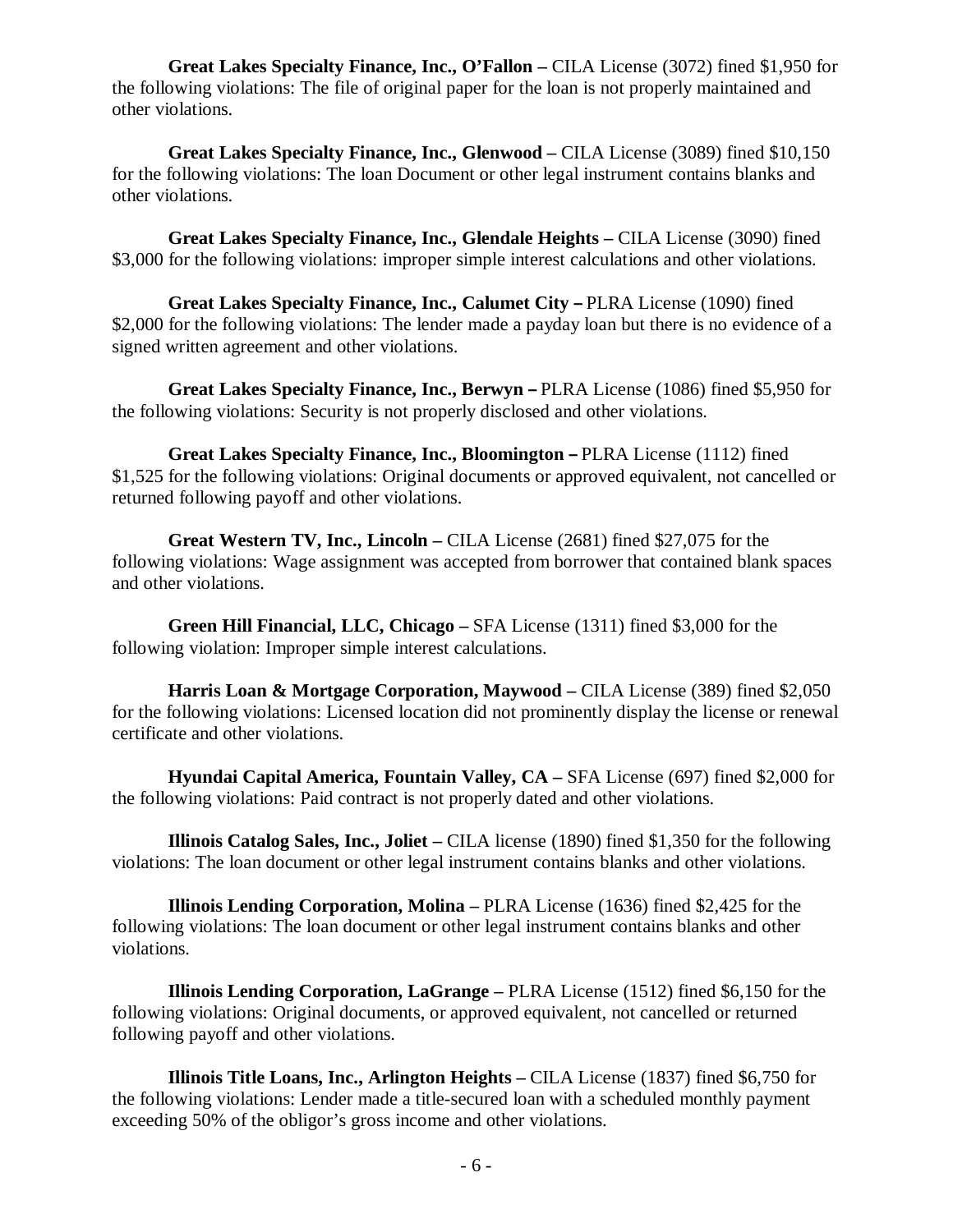**Great Lakes Specialty Finance, Inc., O'Fallon –** CILA License (3072) fined $1,950 for the following violations: The file of original paper for the loan is not properly maintained and other violations.

**Great Lakes Specialty Finance, Inc., Glenwood –** CILA License (3089) fined $10,150 for the following violations: The loan Document or other legal instrument contains blanks and other violations.

**Great Lakes Specialty Finance, Inc., Glendale Heights –** CILA License (3090) fined $3,000 for the following violations: improper simple interest calculations and other violations.

**Great Lakes Specialty Finance, Inc., Calumet City –** PLRA License (1090) fined $2,000 for the following violations: The lender made a payday loan but there is no evidence of a signed written agreement and other violations.

**Great Lakes Specialty Finance, Inc., Berwyn –** PLRA License (1086) fined $5,950 for the following violations: Security is not properly disclosed and other violations.

**Great Lakes Specialty Finance, Inc., Bloomington –** PLRA License (1112) fined $1,525 for the following violations: Original documents or approved equivalent, not cancelled or returned following payoff and other violations.

**Great Western TV, Inc., Lincoln –** CILA License (2681) fined $27,075 for the following violations: Wage assignment was accepted from borrower that contained blank spaces and other violations.

**Green Hill Financial, LLC, Chicago –** SFA License (1311) fined $3,000 for the following violation: Improper simple interest calculations.

**Harris Loan & Mortgage Corporation, Maywood –** CILA License (389) fined $2,050 for the following violations: Licensed location did not prominently display the license or renewal certificate and other violations.

**Hyundai Capital America, Fountain Valley, CA –** SFA License (697) fined $2,000 for the following violations: Paid contract is not properly dated and other violations.

**Illinois Catalog Sales, Inc., Joliet –** CILA license (1890) fined $1,350 for the following violations: The loan document or other legal instrument contains blanks and other violations.

**Illinois Lending Corporation, Molina –** PLRA License (1636) fined $2,425 for the following violations: The loan document or other legal instrument contains blanks and other violations.

**Illinois Lending Corporation, LaGrange –** PLRA License (1512) fined $6,150 for the following violations: Original documents, or approved equivalent, not cancelled or returned following payoff and other violations.

**Illinois Title Loans, Inc., Arlington Heights –** CILA License (1837) fined $6,750 for the following violations: Lender made a title-secured loan with a scheduled monthly payment exceeding 50% of the obligor's gross income and other violations.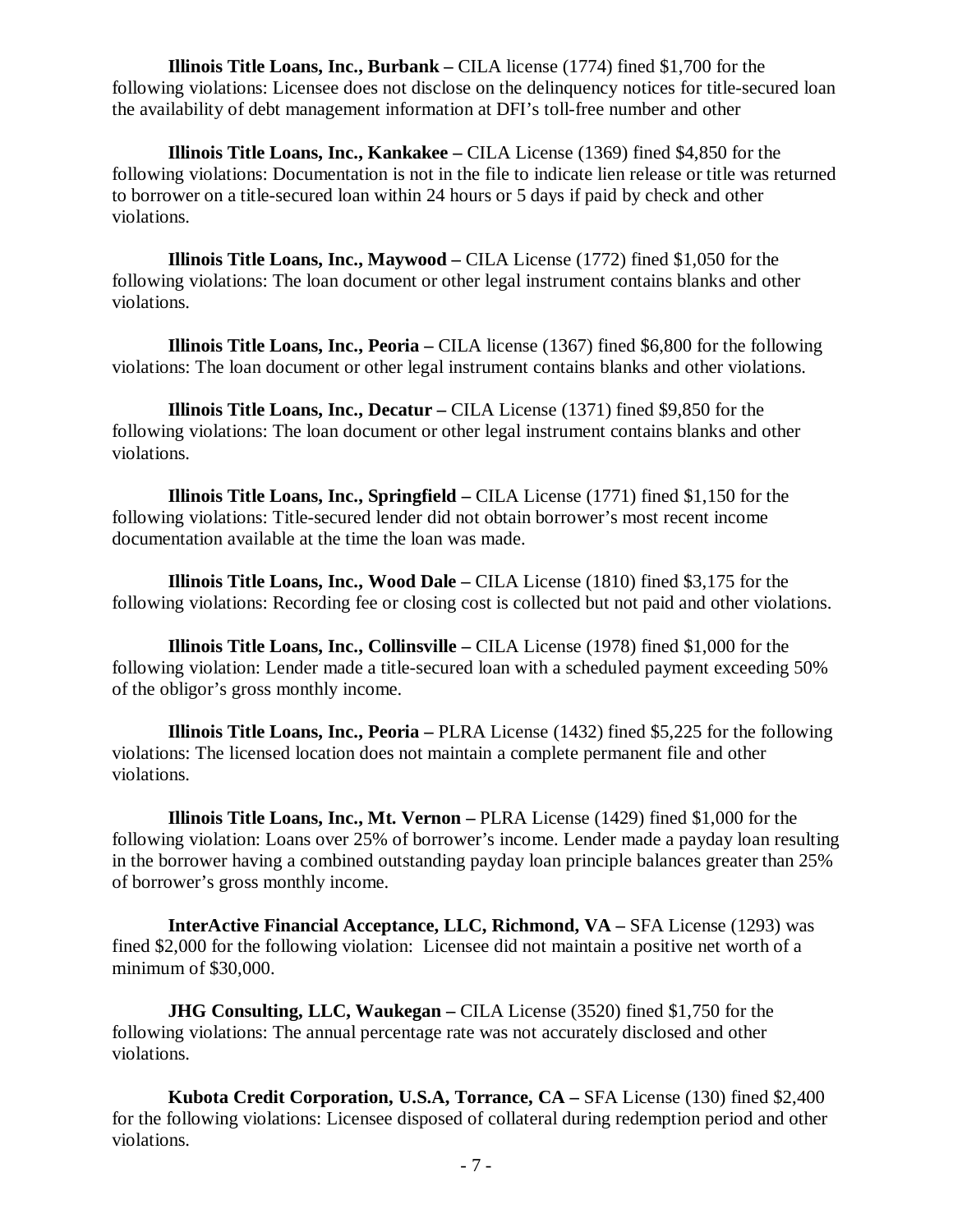**Illinois Title Loans, Inc., Burbank –** CILA license (1774) fined $1,700 for the following violations: Licensee does not disclose on the delinquency notices for title-secured loan the availability of debt management information at DFI's toll-free number and other

**Illinois Title Loans, Inc., Kankakee –** CILA License (1369) fined $4,850 for the following violations: Documentation is not in the file to indicate lien release or title was returned to borrower on a title-secured loan within 24 hours or 5 days if paid by check and other violations.

**Illinois Title Loans, Inc., Maywood –** CILA License (1772) fined $1,050 for the following violations: The loan document or other legal instrument contains blanks and other violations.

**Illinois Title Loans, Inc., Peoria –** CILA license (1367) fined $6,800 for the following violations: The loan document or other legal instrument contains blanks and other violations.

**Illinois Title Loans, Inc., Decatur –** CILA License (1371) fined $9,850 for the following violations: The loan document or other legal instrument contains blanks and other violations.

**Illinois Title Loans, Inc., Springfield –** CILA License (1771) fined $1,150 for the following violations: Title-secured lender did not obtain borrower's most recent income documentation available at the time the loan was made.

**Illinois Title Loans, Inc., Wood Dale –** CILA License (1810) fined $3,175 for the following violations: Recording fee or closing cost is collected but not paid and other violations.

**Illinois Title Loans, Inc., Collinsville –** CILA License (1978) fined $1,000 for the following violation: Lender made a title-secured loan with a scheduled payment exceeding 50% of the obligor's gross monthly income.

**Illinois Title Loans, Inc., Peoria –** PLRA License (1432) fined $5,225 for the following violations: The licensed location does not maintain a complete permanent file and other violations.

**Illinois Title Loans, Inc., Mt. Vernon –** PLRA License (1429) fined $1,000 for the following violation: Loans over 25% of borrower's income. Lender made a payday loan resulting in the borrower having a combined outstanding payday loan principle balances greater than 25% of borrower's gross monthly income.

**InterActive Financial Acceptance, LLC, Richmond, VA –** SFA License (1293) was fined $2,000 for the following violation: Licensee did not maintain a positive net worth of a minimum of $30,000.

**JHG Consulting, LLC, Waukegan –** CILA License (3520) fined $1,750 for the following violations: The annual percentage rate was not accurately disclosed and other violations.

**Kubota Credit Corporation, U.S.A, Torrance, CA –** SFA License (130) fined $2,400 for the following violations: Licensee disposed of collateral during redemption period and other violations.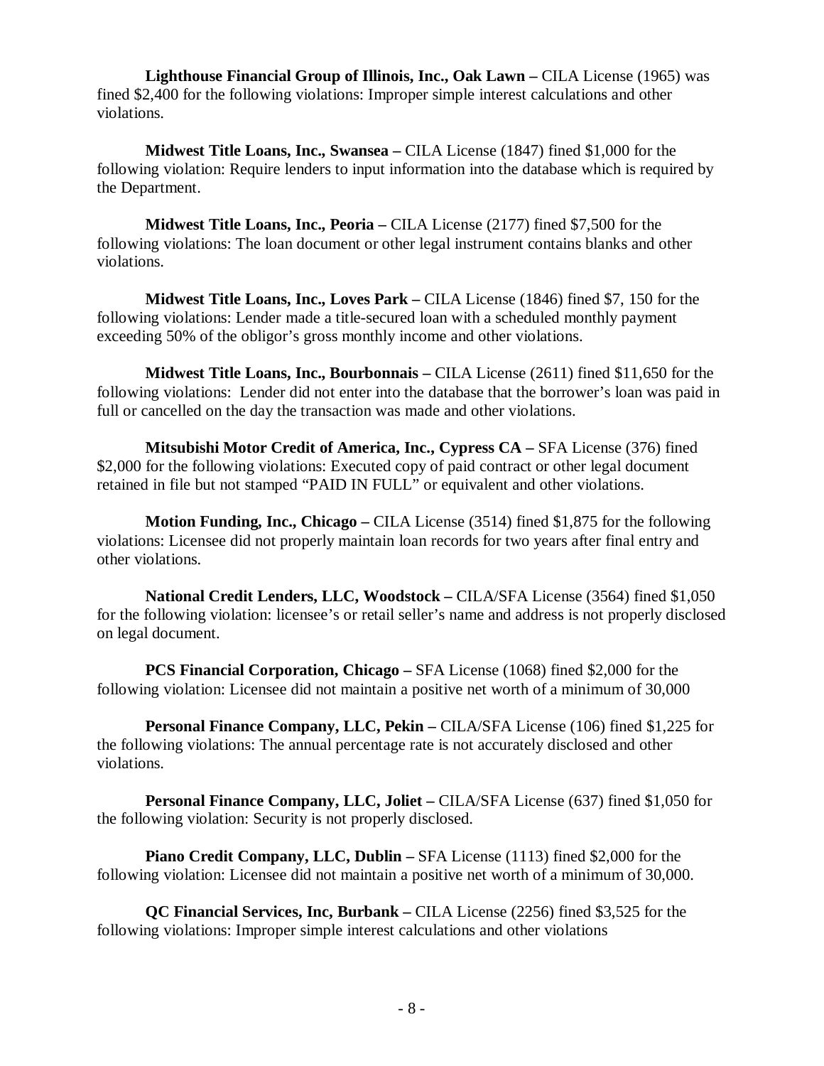**Lighthouse Financial Group of Illinois, Inc., Oak Lawn –** CILA License (1965) was fined $2,400 for the following violations: Improper simple interest calculations and other violations.

**Midwest Title Loans, Inc., Swansea –** CILA License (1847) fined $1,000 for the following violation: Require lenders to input information into the database which is required by the Department.

**Midwest Title Loans, Inc., Peoria –** CILA License (2177) fined $7,500 for the following violations: The loan document or other legal instrument contains blanks and other violations.

**Midwest Title Loans, Inc., Loves Park –** CILA License (1846) fined $7, 150 for the following violations: Lender made a title-secured loan with a scheduled monthly payment exceeding 50% of the obligor's gross monthly income and other violations.

**Midwest Title Loans, Inc., Bourbonnais –** CILA License (2611) fined $11,650 for the following violations: Lender did not enter into the database that the borrower's loan was paid in full or cancelled on the day the transaction was made and other violations.

**Mitsubishi Motor Credit of America, Inc., Cypress CA –** SFA License (376) fined $2,000 for the following violations: Executed copy of paid contract or other legal document retained in file but not stamped "PAID IN FULL" or equivalent and other violations.

**Motion Funding, Inc., Chicago –** CILA License (3514) fined $1,875 for the following violations: Licensee did not properly maintain loan records for two years after final entry and other violations.

**National Credit Lenders, LLC, Woodstock –** CILA/SFA License (3564) fined $1,050 for the following violation: licensee's or retail seller's name and address is not properly disclosed on legal document.

**PCS Financial Corporation, Chicago –** SFA License (1068) fined $2,000 for the following violation: Licensee did not maintain a positive net worth of a minimum of 30,000

**Personal Finance Company, LLC, Pekin –** CILA/SFA License (106) fined $1,225 for the following violations: The annual percentage rate is not accurately disclosed and other violations.

**Personal Finance Company, LLC, Joliet –** CILA/SFA License (637) fined $1,050 for the following violation: Security is not properly disclosed.

**Piano Credit Company, LLC, Dublin –** SFA License (1113) fined $2,000 for the following violation: Licensee did not maintain a positive net worth of a minimum of 30,000.

**QC Financial Services, Inc, Burbank –** CILA License (2256) fined $3,525 for the following violations: Improper simple interest calculations and other violations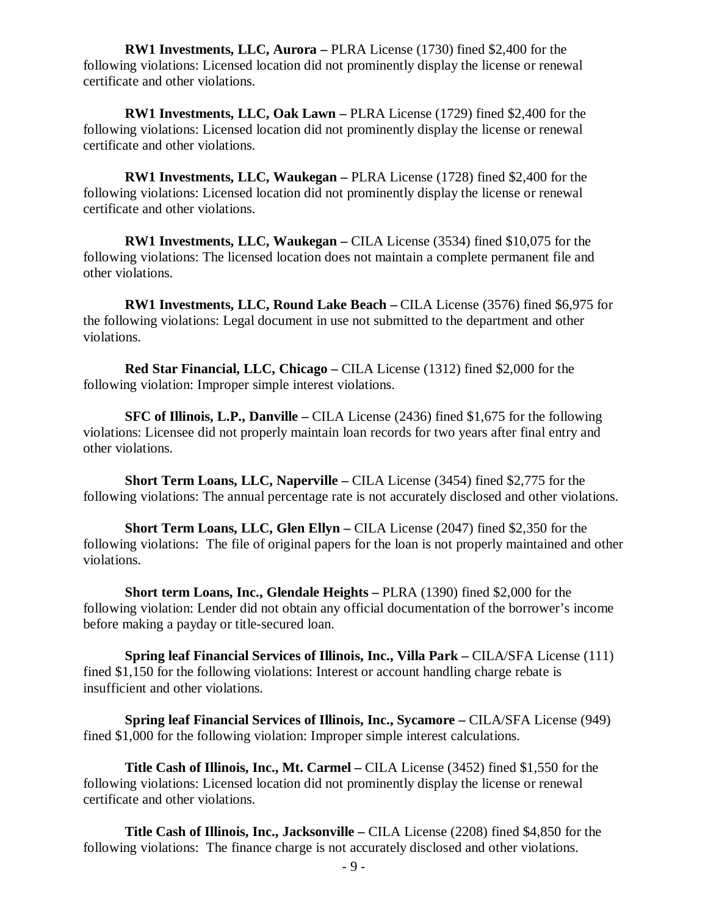**RW1 Investments, LLC, Aurora –** PLRA License (1730) fined $2,400 for the following violations: Licensed location did not prominently display the license or renewal certificate and other violations.

**RW1 Investments, LLC, Oak Lawn –** PLRA License (1729) fined $2,400 for the following violations: Licensed location did not prominently display the license or renewal certificate and other violations.

**RW1 Investments, LLC, Waukegan –** PLRA License (1728) fined $2,400 for the following violations: Licensed location did not prominently display the license or renewal certificate and other violations.

**RW1 Investments, LLC, Waukegan –** CILA License (3534) fined $10,075 for the following violations: The licensed location does not maintain a complete permanent file and other violations.

**RW1 Investments, LLC, Round Lake Beach –** CILA License (3576) fined $6,975 for the following violations: Legal document in use not submitted to the department and other violations.

**Red Star Financial, LLC, Chicago –** CILA License (1312) fined $2,000 for the following violation: Improper simple interest violations.

**SFC of Illinois, L.P., Danville –** CILA License (2436) fined $1,675 for the following violations: Licensee did not properly maintain loan records for two years after final entry and other violations.

**Short Term Loans, LLC, Naperville –** CILA License (3454) fined $2,775 for the following violations: The annual percentage rate is not accurately disclosed and other violations.

**Short Term Loans, LLC, Glen Ellyn –** CILA License (2047) fined $2,350 for the following violations: The file of original papers for the loan is not properly maintained and other violations.

**Short term Loans, Inc., Glendale Heights –** PLRA (1390) fined $2,000 for the following violation: Lender did not obtain any official documentation of the borrower's income before making a payday or title-secured loan.

**Spring leaf Financial Services of Illinois, Inc., Villa Park –** CILA/SFA License (111) fined $1,150 for the following violations: Interest or account handling charge rebate is insufficient and other violations.

**Spring leaf Financial Services of Illinois, Inc., Sycamore –** CILA/SFA License (949) fined $1,000 for the following violation: Improper simple interest calculations.

**Title Cash of Illinois, Inc., Mt. Carmel –** CILA License (3452) fined $1,550 for the following violations: Licensed location did not prominently display the license or renewal certificate and other violations.

**Title Cash of Illinois, Inc., Jacksonville –** CILA License (2208) fined $4,850 for the following violations: The finance charge is not accurately disclosed and other violations.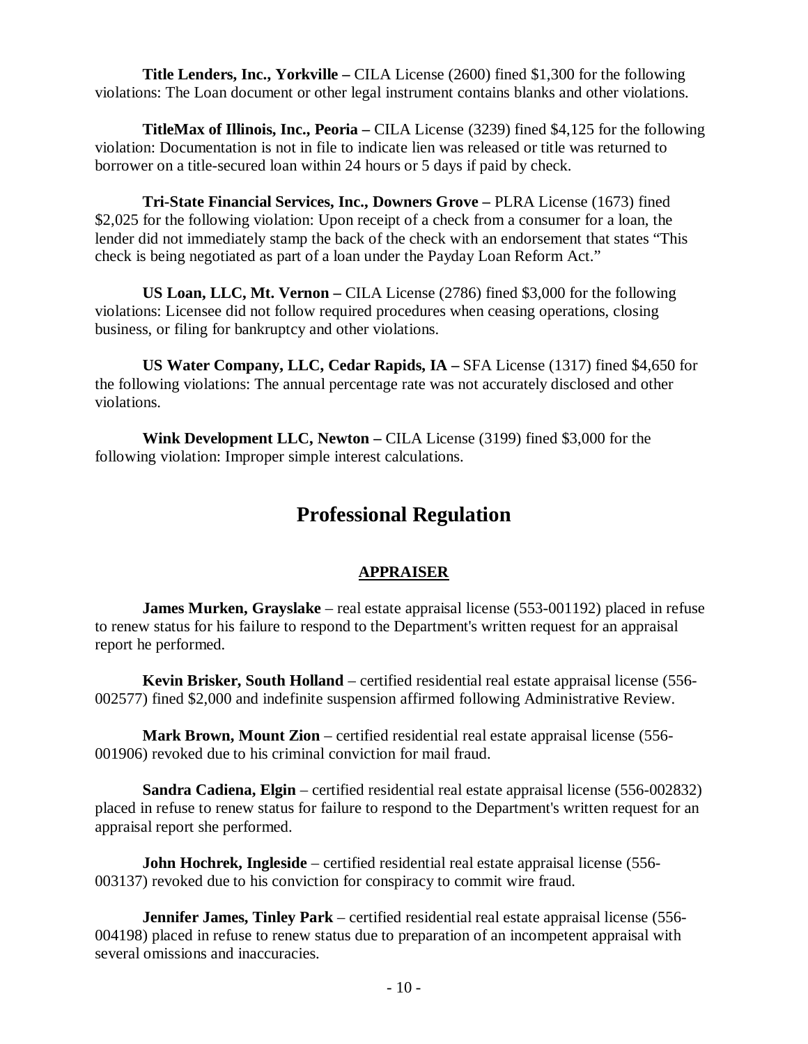**Title Lenders, Inc., Yorkville –** CILA License (2600) fined $1,300 for the following violations: The Loan document or other legal instrument contains blanks and other violations.

**TitleMax of Illinois, Inc., Peoria –** CILA License (3239) fined $4,125 for the following violation: Documentation is not in file to indicate lien was released or title was returned to borrower on a title-secured loan within 24 hours or 5 days if paid by check.

**Tri-State Financial Services, Inc., Downers Grove –** PLRA License (1673) fined $2,025 for the following violation: Upon receipt of a check from a consumer for a loan, the lender did not immediately stamp the back of the check with an endorsement that states "This check is being negotiated as part of a loan under the Payday Loan Reform Act."

**US Loan, LLC, Mt. Vernon –** CILA License (2786) fined $3,000 for the following violations: Licensee did not follow required procedures when ceasing operations, closing business, or filing for bankruptcy and other violations.

**US Water Company, LLC, Cedar Rapids, IA –** SFA License (1317) fined $4,650 for the following violations: The annual percentage rate was not accurately disclosed and other violations.

**Wink Development LLC, Newton –** CILA License (3199) fined $3,000 for the following violation: Improper simple interest calculations.

# Professional Regulation

## APPRAISER

**James Murken, Grayslake** – real estate appraisal license (553-001192) placed in refuse to renew status for his failure to respond to the Department's written request for an appraisal report he performed.

**Kevin Brisker, South Holland** – certified residential real estate appraisal license (556-002577) fined $2,000 and indefinite suspension affirmed following Administrative Review.

**Mark Brown, Mount Zion** – certified residential real estate appraisal license (556-001906) revoked due to his criminal conviction for mail fraud.

**Sandra Cadiena, Elgin** – certified residential real estate appraisal license (556-002832) placed in refuse to renew status for failure to respond to the Department's written request for an appraisal report she performed.

**John Hochrek, Ingleside** – certified residential real estate appraisal license (556-003137) revoked due to his conviction for conspiracy to commit wire fraud.

**Jennifer James, Tinley Park** – certified residential real estate appraisal license (556-004198) placed in refuse to renew status due to preparation of an incompetent appraisal with several omissions and inaccuracies.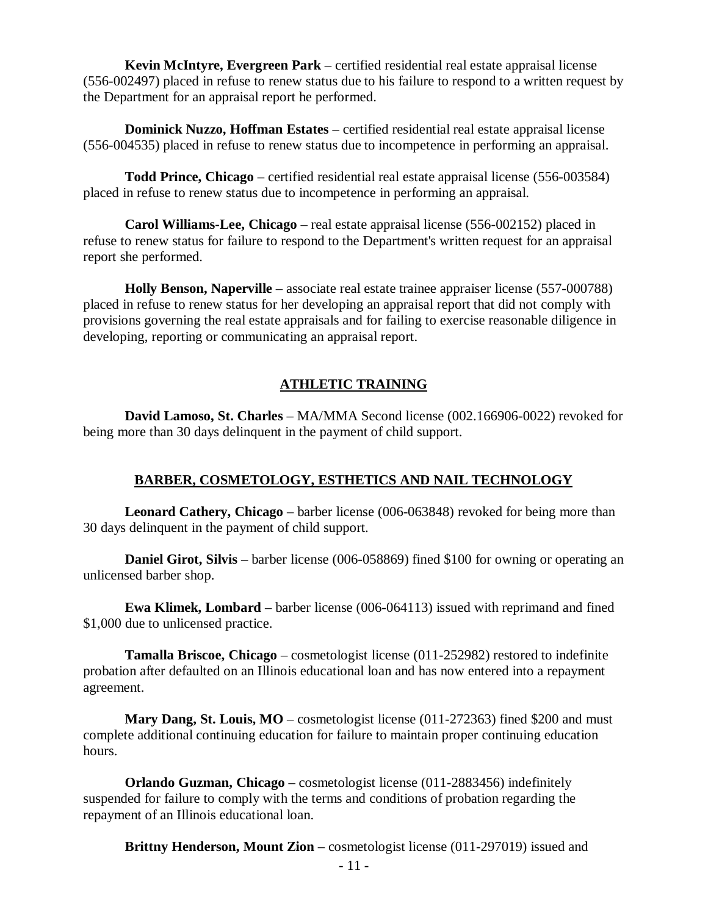**Kevin McIntyre, Evergreen Park** – certified residential real estate appraisal license (556-002497) placed in refuse to renew status due to his failure to respond to a written request by the Department for an appraisal report he performed.

**Dominick Nuzzo, Hoffman Estates** – certified residential real estate appraisal license (556-004535) placed in refuse to renew status due to incompetence in performing an appraisal.

**Todd Prince, Chicago** – certified residential real estate appraisal license (556-003584) placed in refuse to renew status due to incompetence in performing an appraisal.

**Carol Williams-Lee, Chicago** – real estate appraisal license (556-002152) placed in refuse to renew status for failure to respond to the Department's written request for an appraisal report she performed.

**Holly Benson, Naperville** – associate real estate trainee appraiser license (557-000788) placed in refuse to renew status for her developing an appraisal report that did not comply with provisions governing the real estate appraisals and for failing to exercise reasonable diligence in developing, reporting or communicating an appraisal report.

## ATHLETIC TRAINING

**David Lamoso, St. Charles** – MA/MMA Second license (002.166906-0022) revoked for being more than 30 days delinquent in the payment of child support.

## BARBER, COSMETOLOGY, ESTHETICS AND NAIL TECHNOLOGY

**Leonard Cathery, Chicago** – barber license (006-063848) revoked for being more than 30 days delinquent in the payment of child support.

**Daniel Girot, Silvis** – barber license (006-058869) fined $100 for owning or operating an unlicensed barber shop.

**Ewa Klimek, Lombard** – barber license (006-064113) issued with reprimand and fined $1,000 due to unlicensed practice.

**Tamalla Briscoe, Chicago** – cosmetologist license (011-252982) restored to indefinite probation after defaulted on an Illinois educational loan and has now entered into a repayment agreement.

**Mary Dang, St. Louis, MO** – cosmetologist license (011-272363) fined $200 and must complete additional continuing education for failure to maintain proper continuing education hours.

**Orlando Guzman, Chicago** – cosmetologist license (011-2883456) indefinitely suspended for failure to comply with the terms and conditions of probation regarding the repayment of an Illinois educational loan.

**Brittny Henderson, Mount Zion** – cosmetologist license (011-297019) issued and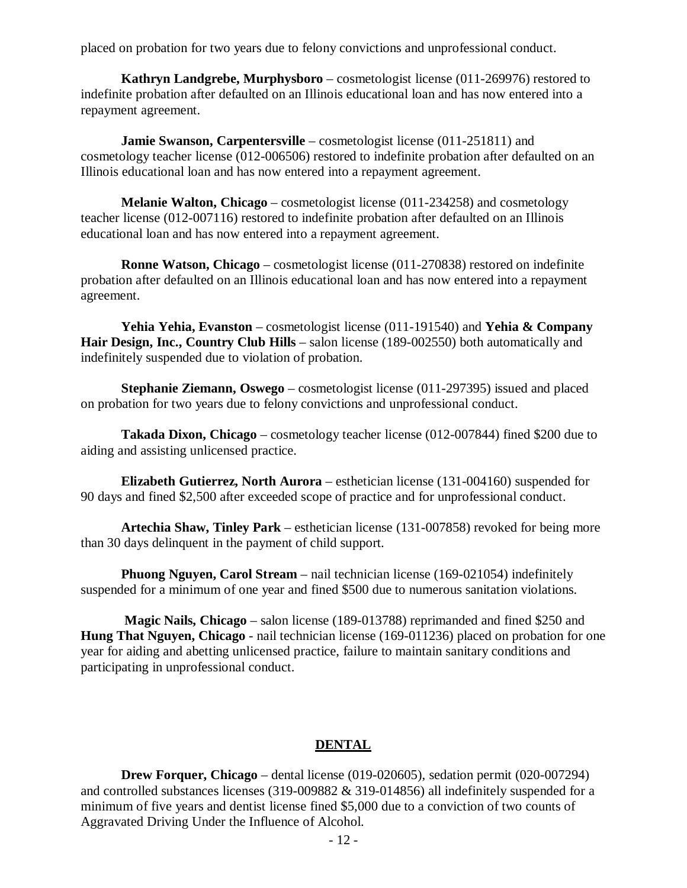placed on probation for two years due to felony convictions and unprofessional conduct.

**Kathryn Landgrebe, Murphysboro** – cosmetologist license (011-269976) restored to indefinite probation after defaulted on an Illinois educational loan and has now entered into a repayment agreement.

**Jamie Swanson, Carpentersville** – cosmetologist license (011-251811) and cosmetology teacher license (012-006506) restored to indefinite probation after defaulted on an Illinois educational loan and has now entered into a repayment agreement.

**Melanie Walton, Chicago** – cosmetologist license (011-234258) and cosmetology teacher license (012-007116) restored to indefinite probation after defaulted on an Illinois educational loan and has now entered into a repayment agreement.

**Ronne Watson, Chicago** – cosmetologist license (011-270838) restored on indefinite probation after defaulted on an Illinois educational loan and has now entered into a repayment agreement.

**Yehia Yehia, Evanston** – cosmetologist license (011-191540) and **Yehia & Company Hair Design, Inc., Country Club Hills** – salon license (189-002550) both automatically and indefinitely suspended due to violation of probation.

**Stephanie Ziemann, Oswego** – cosmetologist license (011-297395) issued and placed on probation for two years due to felony convictions and unprofessional conduct.

**Takada Dixon, Chicago** – cosmetology teacher license (012-007844) fined $200 due to aiding and assisting unlicensed practice.

**Elizabeth Gutierrez, North Aurora** – esthetician license (131-004160) suspended for 90 days and fined $2,500 after exceeded scope of practice and for unprofessional conduct.

**Artechia Shaw, Tinley Park** – esthetician license (131-007858) revoked for being more than 30 days delinquent in the payment of child support.

**Phuong Nguyen, Carol Stream** – nail technician license (169-021054) indefinitely suspended for a minimum of one year and fined $500 due to numerous sanitation violations.

**Magic Nails, Chicago** – salon license (189-013788) reprimanded and fined $250 and **Hung That Nguyen, Chicago** - nail technician license (169-011236) placed on probation for one year for aiding and abetting unlicensed practice, failure to maintain sanitary conditions and participating in unprofessional conduct.

## DENTAL

**Drew Forquer, Chicago** – dental license (019-020605), sedation permit (020-007294) and controlled substances licenses (319-009882 & 319-014856) all indefinitely suspended for a minimum of five years and dentist license fined $5,000 due to a conviction of two counts of Aggravated Driving Under the Influence of Alcohol.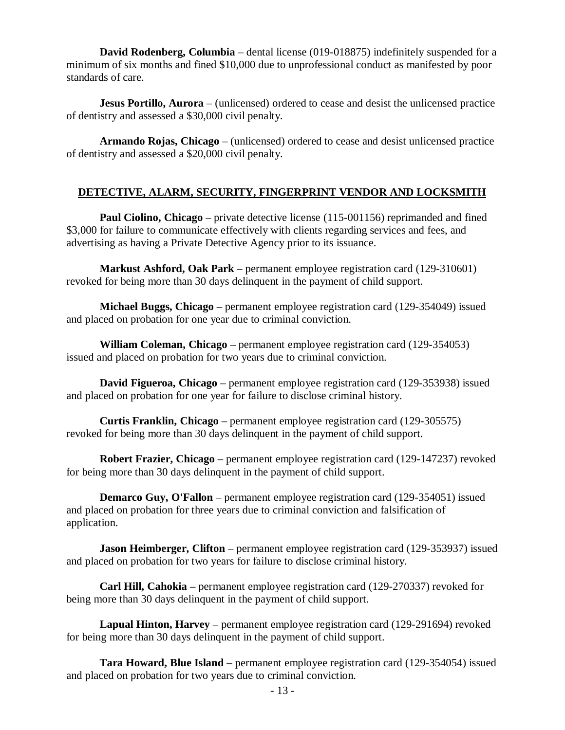**David Rodenberg, Columbia** – dental license (019-018875) indefinitely suspended for a minimum of six months and fined $10,000 due to unprofessional conduct as manifested by poor standards of care.

**Jesus Portillo, Aurora** – (unlicensed) ordered to cease and desist the unlicensed practice of dentistry and assessed a $30,000 civil penalty.

**Armando Rojas, Chicago** – (unlicensed) ordered to cease and desist unlicensed practice of dentistry and assessed a $20,000 civil penalty.

## DETECTIVE, ALARM, SECURITY, FINGERPRINT VENDOR AND LOCKSMITH

**Paul Ciolino, Chicago** – private detective license (115-001156) reprimanded and fined $3,000 for failure to communicate effectively with clients regarding services and fees, and advertising as having a Private Detective Agency prior to its issuance.

**Markust Ashford, Oak Park** – permanent employee registration card (129-310601) revoked for being more than 30 days delinquent in the payment of child support.

**Michael Buggs, Chicago** – permanent employee registration card (129-354049) issued and placed on probation for one year due to criminal conviction.

**William Coleman, Chicago** – permanent employee registration card (129-354053) issued and placed on probation for two years due to criminal conviction.

**David Figueroa, Chicago** – permanent employee registration card (129-353938) issued and placed on probation for one year for failure to disclose criminal history.

**Curtis Franklin, Chicago** – permanent employee registration card (129-305575) revoked for being more than 30 days delinquent in the payment of child support.

**Robert Frazier, Chicago** – permanent employee registration card (129-147237) revoked for being more than 30 days delinquent in the payment of child support.

**Demarco Guy, O'Fallon** – permanent employee registration card (129-354051) issued and placed on probation for three years due to criminal conviction and falsification of application.

**Jason Heimberger, Clifton** – permanent employee registration card (129-353937) issued and placed on probation for two years for failure to disclose criminal history.

**Carl Hill, Cahokia –** permanent employee registration card (129-270337) revoked for being more than 30 days delinquent in the payment of child support.

**Lapual Hinton, Harvey** – permanent employee registration card (129-291694) revoked for being more than 30 days delinquent in the payment of child support.

**Tara Howard, Blue Island** – permanent employee registration card (129-354054) issued and placed on probation for two years due to criminal conviction.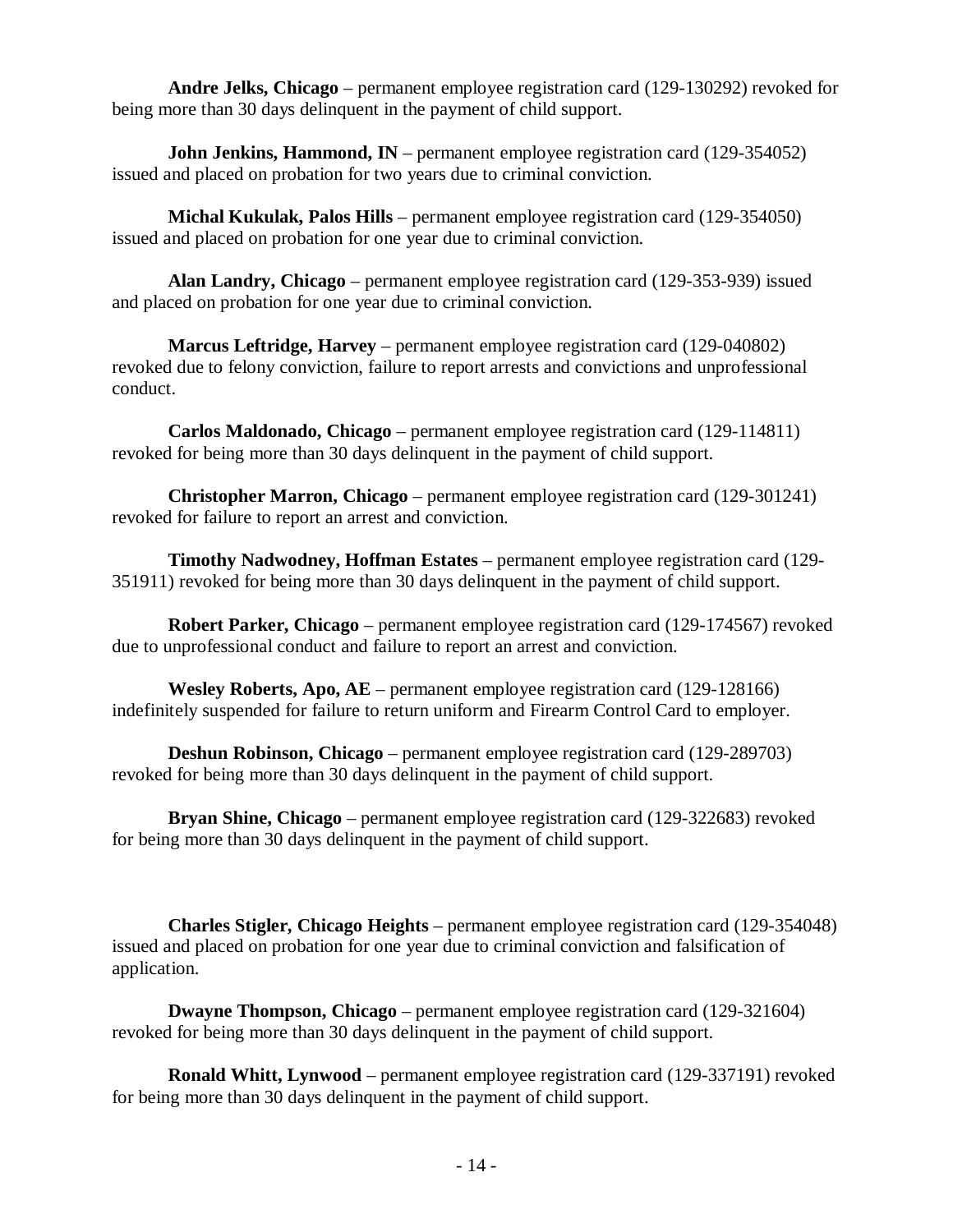**Andre Jelks, Chicago** – permanent employee registration card (129-130292) revoked for being more than 30 days delinquent in the payment of child support.

**John Jenkins, Hammond, IN** – permanent employee registration card (129-354052) issued and placed on probation for two years due to criminal conviction.

**Michal Kukulak, Palos Hills** – permanent employee registration card (129-354050) issued and placed on probation for one year due to criminal conviction.

**Alan Landry, Chicago** – permanent employee registration card (129-353-939) issued and placed on probation for one year due to criminal conviction.

**Marcus Leftridge, Harvey** – permanent employee registration card (129-040802) revoked due to felony conviction, failure to report arrests and convictions and unprofessional conduct.

**Carlos Maldonado, Chicago** – permanent employee registration card (129-114811) revoked for being more than 30 days delinquent in the payment of child support.

**Christopher Marron, Chicago** – permanent employee registration card (129-301241) revoked for failure to report an arrest and conviction.

**Timothy Nadwodney, Hoffman Estates** – permanent employee registration card (129-351911) revoked for being more than 30 days delinquent in the payment of child support.

**Robert Parker, Chicago** – permanent employee registration card (129-174567) revoked due to unprofessional conduct and failure to report an arrest and conviction.

**Wesley Roberts, Apo, AE** – permanent employee registration card (129-128166) indefinitely suspended for failure to return uniform and Firearm Control Card to employer.

**Deshun Robinson, Chicago** – permanent employee registration card (129-289703) revoked for being more than 30 days delinquent in the payment of child support.

**Bryan Shine, Chicago** – permanent employee registration card (129-322683) revoked for being more than 30 days delinquent in the payment of child support.

**Charles Stigler, Chicago Heights** – permanent employee registration card (129-354048) issued and placed on probation for one year due to criminal conviction and falsification of application.

**Dwayne Thompson, Chicago** – permanent employee registration card (129-321604) revoked for being more than 30 days delinquent in the payment of child support.

**Ronald Whitt, Lynwood** – permanent employee registration card (129-337191) revoked for being more than 30 days delinquent in the payment of child support.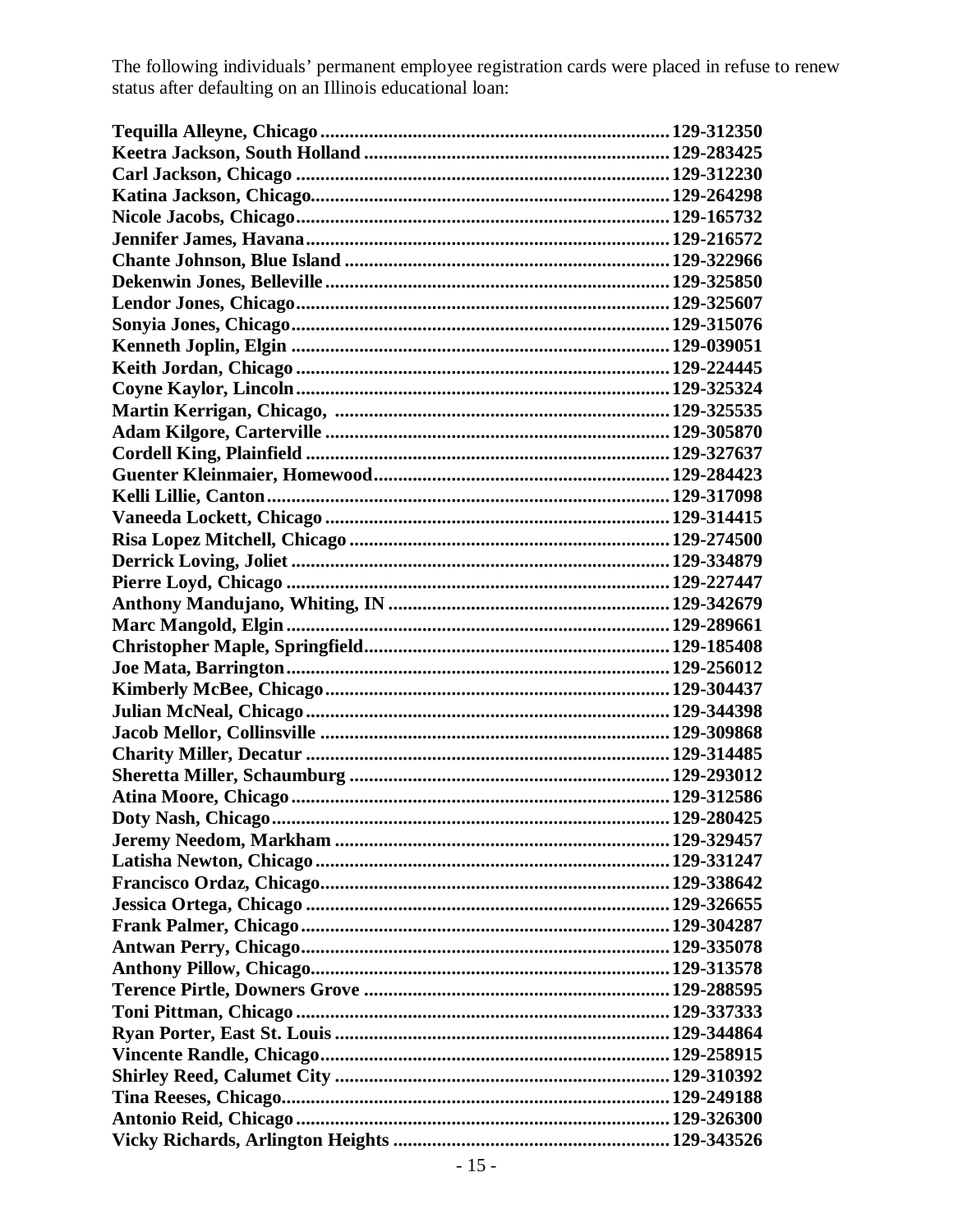The following individuals' permanent employee registration cards were placed in refuse to renew status after defaulting on an Illinois educational loan:

**Tequilla Alleyne, Chicago ........................................................................ 129-312350**
**Keetra Jackson, South Holland ............................................................... 129-283425**
**Carl Jackson, Chicago ............................................................................. 129-312230**
**Katina Jackson, Chicago.......................................................................... 129-264298**
**Nicole Jacobs, Chicago............................................................................. 129-165732**
**Jennifer James, Havana............................................................................ 129-216572**
**Chante Johnson, Blue Island ................................................................... 129-322966**
**Dekenwin Jones, Belleville ....................................................................... 129-325850**
**Lendor Jones, Chicago............................................................................. 129-325607**
**Sonyia Jones, Chicago.............................................................................. 129-315076**
**Kenneth Joplin, Elgin .............................................................................. 129-039051**
**Keith Jordan, Chicago .............................................................................. 129-224445**
**Coyne Kaylor, Lincoln ............................................................................. 129-325324**
**Martin Kerrigan, Chicago, ...................................................................... 129-325535**
**Adam Kilgore, Carterville ....................................................................... 129-305870**
**Cordell King, Plainfield ........................................................................... 129-327637**
**Guenter Kleinmaier, Homewood............................................................. 129-284423**
**Kelli Lillie, Canton................................................................................... 129-317098**
**Vaneeda Lockett, Chicago ....................................................................... 129-314415**
**Risa Lopez Mitchell, Chicago .................................................................. 129-274500**
**Derrick Loving, Joliet .............................................................................. 129-334879**
**Pierre Loyd, Chicago ............................................................................... 129-227447**
**Anthony Mandujano, Whiting, IN .......................................................... 129-342679**
**Marc Mangold, Elgin ............................................................................... 129-289661**
**Christopher Maple, Springfield............................................................... 129-185408**
**Joe Mata, Barrington............................................................................... 129-256012**
**Kimberly McBee, Chicago ....................................................................... 129-304437**
**Julian McNeal, Chicago ........................................................................... 129-344398**
**Jacob Mellor, Collinsville ........................................................................ 129-309868**
**Charity Miller, Decatur ........................................................................... 129-314485**
**Sheretta Miller, Schaumburg .................................................................. 129-293012**
**Atina Moore, Chicago .............................................................................. 129-312586**
**Doty Nash, Chicago.................................................................................. 129-280425**
**Jeremy Needom, Markham ..................................................................... 129-329457**
**Latisha Newton, Chicago ......................................................................... 129-331247**
**Francisco Ordaz, Chicago........................................................................ 129-338642**
**Jessica Ortega, Chicago ........................................................................... 129-326655**
**Frank Palmer, Chicago............................................................................ 129-304287**
**Antwan Perry, Chicago............................................................................ 129-335078**
**Anthony Pillow, Chicago.......................................................................... 129-313578**
**Terence Pirtle, Downers Grove ............................................................... 129-288595**
**Toni Pittman, Chicago ............................................................................. 129-337333**
**Ryan Porter, East St. Louis ..................................................................... 129-344864**
**Vincente Randle, Chicago........................................................................ 129-258915**
**Shirley Reed, Calumet City ..................................................................... 129-310392**
**Tina Reeses, Chicago................................................................................ 129-249188**
**Antonio Reid, Chicago ............................................................................. 129-326300**
**Vicky Richards, Arlington Heights ......................................................... 129-343526**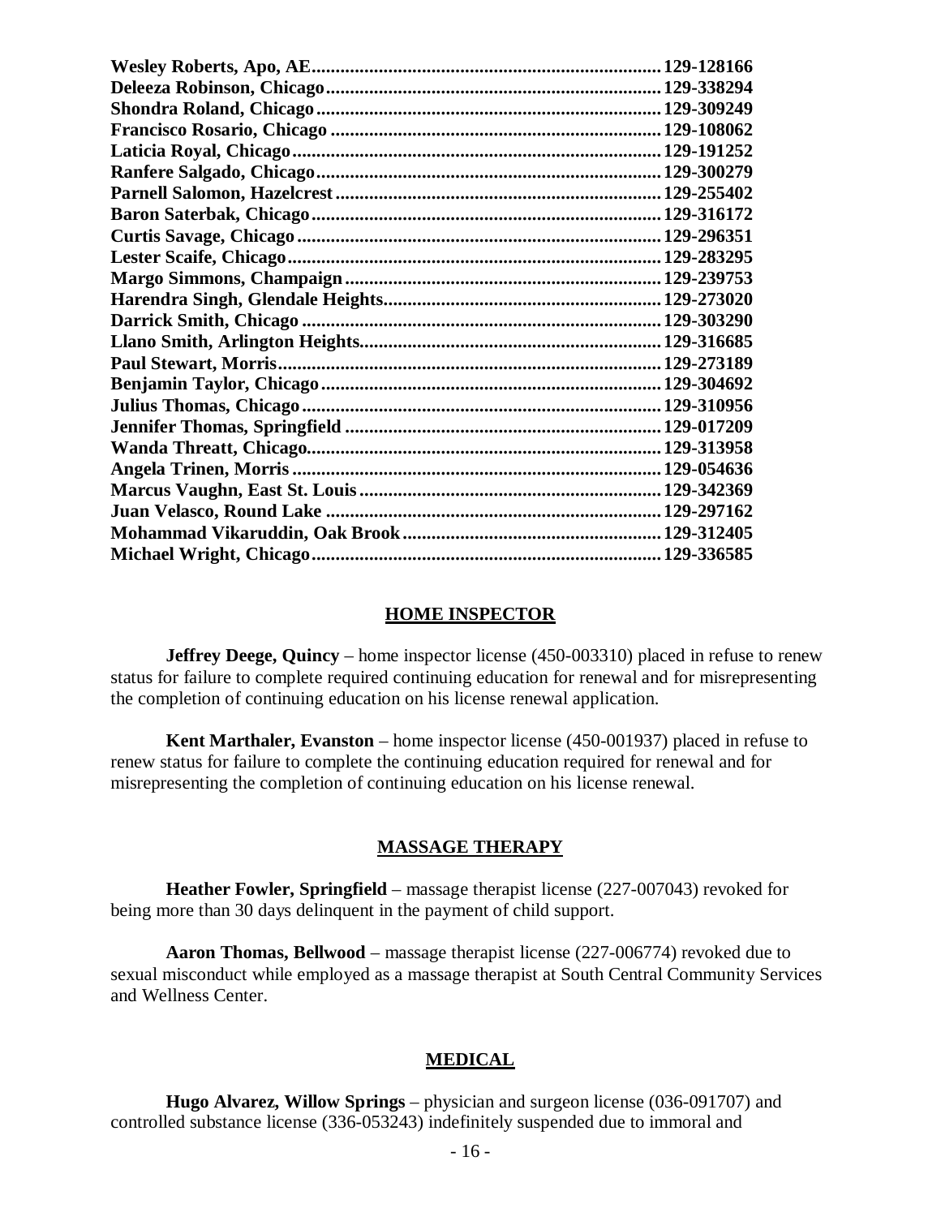**Wesley Roberts, Apo, AE........................................................................129-128166**
**Deleeza Robinson, Chicago......................................................................129-338294**
**Shondra Roland, Chicago........................................................................129-309249**
**Francisco Rosario, Chicago .....................................................................129-108062**
**Laticia Royal, Chicago.............................................................................129-191252**
**Ranfere Salgado, Chicago........................................................................129-300279**
**Parnell Salomon, Hazelcrest...................................................................129-255402**
**Baron Saterbak, Chicago.........................................................................129-316172**
**Curtis Savage, Chicago............................................................................129-296351**
**Lester Scaife, Chicago..............................................................................129-283295**
**Margo Simmons, Champaign..................................................................129-239753**
**Harendra Singh, Glendale Heights..........................................................129-273020**
**Darrick Smith, Chicago ...........................................................................129-303290**
**Llano Smith, Arlington Heights...............................................................129-316685**
**Paul Stewart, Morris................................................................................129-273189**
**Benjamin Taylor, Chicago.......................................................................129-304692**
**Julius Thomas, Chicago...........................................................................129-310956**
**Jennifer Thomas, Springfield ..................................................................129-017209**
**Wanda Threatt, Chicago..........................................................................129-313958**
**Angela Trinen, Morris .............................................................................129-054636**
**Marcus Vaughn, East St. Louis...............................................................129-342369**
**Juan Velasco, Round Lake .....................................................................129-297162**
**Mohammad Vikaruddin, Oak Brook......................................................129-312405**
**Michael Wright, Chicago.........................................................................129-336585**

## HOME INSPECTOR

**Jeffrey Deege, Quincy** – home inspector license (450-003310) placed in refuse to renew status for failure to complete required continuing education for renewal and for misrepresenting the completion of continuing education on his license renewal application.

**Kent Marthaler, Evanston** – home inspector license (450-001937) placed in refuse to renew status for failure to complete the continuing education required for renewal and for misrepresenting the completion of continuing education on his license renewal.

## MASSAGE THERAPY

**Heather Fowler, Springfield** – massage therapist license (227-007043) revoked for being more than 30 days delinquent in the payment of child support.

**Aaron Thomas, Bellwood** – massage therapist license (227-006774) revoked due to sexual misconduct while employed as a massage therapist at South Central Community Services and Wellness Center.

## MEDICAL

**Hugo Alvarez, Willow Springs** – physician and surgeon license (036-091707) and controlled substance license (336-053243) indefinitely suspended due to immoral and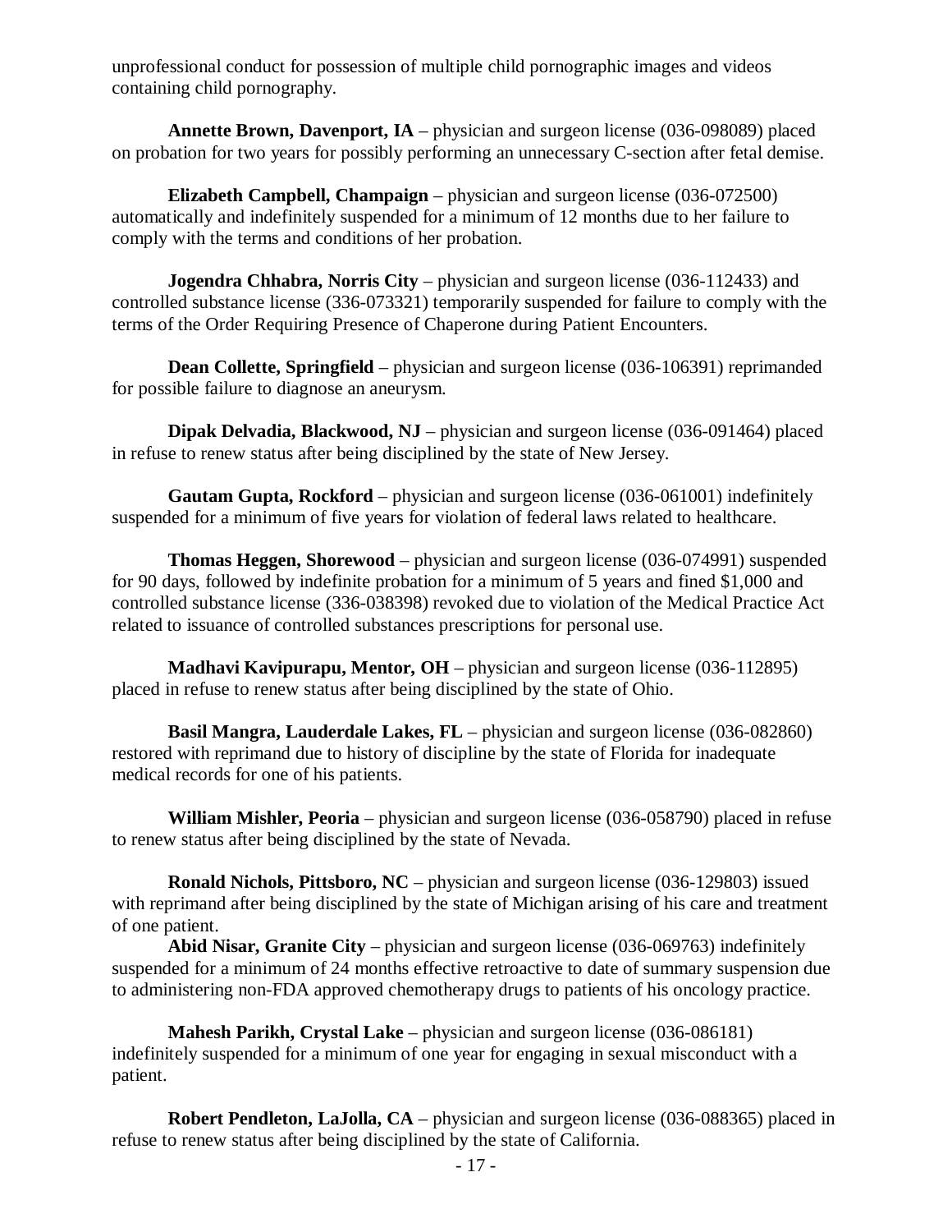unprofessional conduct for possession of multiple child pornographic images and videos containing child pornography.

**Annette Brown, Davenport, IA** – physician and surgeon license (036-098089) placed on probation for two years for possibly performing an unnecessary C-section after fetal demise.

**Elizabeth Campbell, Champaign** – physician and surgeon license (036-072500) automatically and indefinitely suspended for a minimum of 12 months due to her failure to comply with the terms and conditions of her probation.

**Jogendra Chhabra, Norris City** – physician and surgeon license (036-112433) and controlled substance license (336-073321) temporarily suspended for failure to comply with the terms of the Order Requiring Presence of Chaperone during Patient Encounters.

**Dean Collette, Springfield** – physician and surgeon license (036-106391) reprimanded for possible failure to diagnose an aneurysm.

**Dipak Delvadia, Blackwood, NJ** – physician and surgeon license (036-091464) placed in refuse to renew status after being disciplined by the state of New Jersey.

**Gautam Gupta, Rockford** – physician and surgeon license (036-061001) indefinitely suspended for a minimum of five years for violation of federal laws related to healthcare.

**Thomas Heggen, Shorewood** – physician and surgeon license (036-074991) suspended for 90 days, followed by indefinite probation for a minimum of 5 years and fined $1,000 and controlled substance license (336-038398) revoked due to violation of the Medical Practice Act related to issuance of controlled substances prescriptions for personal use.

**Madhavi Kavipurapu, Mentor, OH** – physician and surgeon license (036-112895) placed in refuse to renew status after being disciplined by the state of Ohio.

**Basil Mangra, Lauderdale Lakes, FL** – physician and surgeon license (036-082860) restored with reprimand due to history of discipline by the state of Florida for inadequate medical records for one of his patients.

**William Mishler, Peoria** – physician and surgeon license (036-058790) placed in refuse to renew status after being disciplined by the state of Nevada.

**Ronald Nichols, Pittsboro, NC** – physician and surgeon license (036-129803) issued with reprimand after being disciplined by the state of Michigan arising of his care and treatment of one patient.

**Abid Nisar, Granite City** – physician and surgeon license (036-069763) indefinitely suspended for a minimum of 24 months effective retroactive to date of summary suspension due to administering non-FDA approved chemotherapy drugs to patients of his oncology practice.

**Mahesh Parikh, Crystal Lake** – physician and surgeon license (036-086181) indefinitely suspended for a minimum of one year for engaging in sexual misconduct with a patient.

**Robert Pendleton, LaJolla, CA** – physician and surgeon license (036-088365) placed in refuse to renew status after being disciplined by the state of California.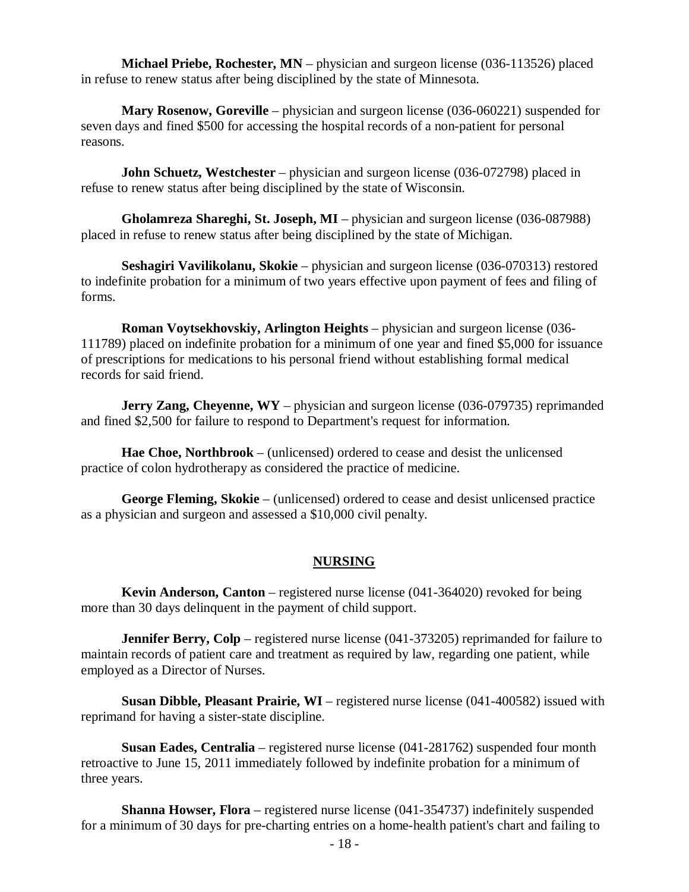**Michael Priebe, Rochester, MN** – physician and surgeon license (036-113526) placed in refuse to renew status after being disciplined by the state of Minnesota.

**Mary Rosenow, Goreville** – physician and surgeon license (036-060221) suspended for seven days and fined $500 for accessing the hospital records of a non-patient for personal reasons.

**John Schuetz, Westchester** – physician and surgeon license (036-072798) placed in refuse to renew status after being disciplined by the state of Wisconsin.

**Gholamreza Shareghi, St. Joseph, MI** – physician and surgeon license (036-087988) placed in refuse to renew status after being disciplined by the state of Michigan.

**Seshagiri Vavilikolanu, Skokie** – physician and surgeon license (036-070313) restored to indefinite probation for a minimum of two years effective upon payment of fees and filing of forms.

**Roman Voytsekhovskiy, Arlington Heights** – physician and surgeon license (036-111789) placed on indefinite probation for a minimum of one year and fined $5,000 for issuance of prescriptions for medications to his personal friend without establishing formal medical records for said friend.

**Jerry Zang, Cheyenne, WY** – physician and surgeon license (036-079735) reprimanded and fined $2,500 for failure to respond to Department's request for information.

**Hae Choe, Northbrook** – (unlicensed) ordered to cease and desist the unlicensed practice of colon hydrotherapy as considered the practice of medicine.

**George Fleming, Skokie** – (unlicensed) ordered to cease and desist unlicensed practice as a physician and surgeon and assessed a $10,000 civil penalty.

## NURSING

**Kevin Anderson, Canton** – registered nurse license (041-364020) revoked for being more than 30 days delinquent in the payment of child support.

**Jennifer Berry, Colp** – registered nurse license (041-373205) reprimanded for failure to maintain records of patient care and treatment as required by law, regarding one patient, while employed as a Director of Nurses.

**Susan Dibble, Pleasant Prairie, WI** – registered nurse license (041-400582) issued with reprimand for having a sister-state discipline.

**Susan Eades, Centralia** – registered nurse license (041-281762) suspended four month retroactive to June 15, 2011 immediately followed by indefinite probation for a minimum of three years.

**Shanna Howser, Flora** – registered nurse license (041-354737) indefinitely suspended for a minimum of 30 days for pre-charting entries on a home-health patient's chart and failing to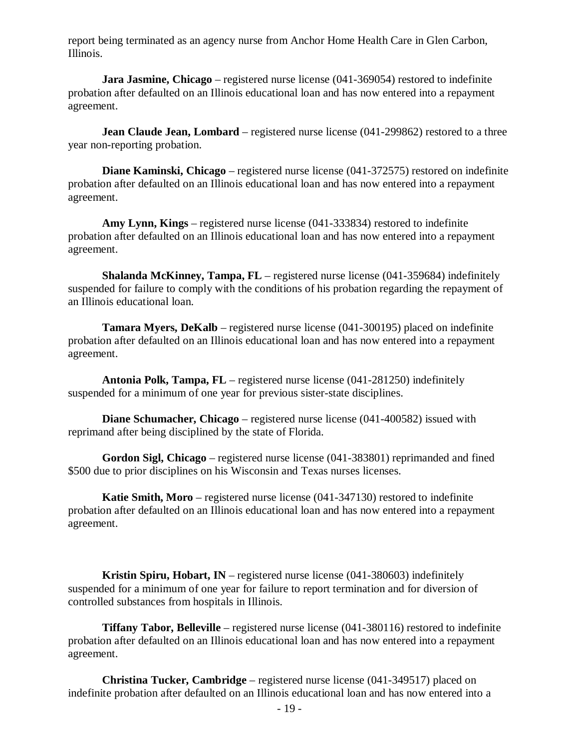report being terminated as an agency nurse from Anchor Home Health Care in Glen Carbon, Illinois.

**Jara Jasmine, Chicago** – registered nurse license (041-369054) restored to indefinite probation after defaulted on an Illinois educational loan and has now entered into a repayment agreement.

**Jean Claude Jean, Lombard** – registered nurse license (041-299862) restored to a three year non-reporting probation.

**Diane Kaminski, Chicago** – registered nurse license (041-372575) restored on indefinite probation after defaulted on an Illinois educational loan and has now entered into a repayment agreement.

**Amy Lynn, Kings** – registered nurse license (041-333834) restored to indefinite probation after defaulted on an Illinois educational loan and has now entered into a repayment agreement.

**Shalanda McKinney, Tampa, FL** – registered nurse license (041-359684) indefinitely suspended for failure to comply with the conditions of his probation regarding the repayment of an Illinois educational loan.

**Tamara Myers, DeKalb** – registered nurse license (041-300195) placed on indefinite probation after defaulted on an Illinois educational loan and has now entered into a repayment agreement.

**Antonia Polk, Tampa, FL** – registered nurse license (041-281250) indefinitely suspended for a minimum of one year for previous sister-state disciplines.

**Diane Schumacher, Chicago** – registered nurse license (041-400582) issued with reprimand after being disciplined by the state of Florida.

**Gordon Sigl, Chicago** – registered nurse license (041-383801) reprimanded and fined $500 due to prior disciplines on his Wisconsin and Texas nurses licenses.

**Katie Smith, Moro** – registered nurse license (041-347130) restored to indefinite probation after defaulted on an Illinois educational loan and has now entered into a repayment agreement.

**Kristin Spiru, Hobart, IN** – registered nurse license (041-380603) indefinitely suspended for a minimum of one year for failure to report termination and for diversion of controlled substances from hospitals in Illinois.

**Tiffany Tabor, Belleville** – registered nurse license (041-380116) restored to indefinite probation after defaulted on an Illinois educational loan and has now entered into a repayment agreement.

**Christina Tucker, Cambridge** – registered nurse license (041-349517) placed on indefinite probation after defaulted on an Illinois educational loan and has now entered into a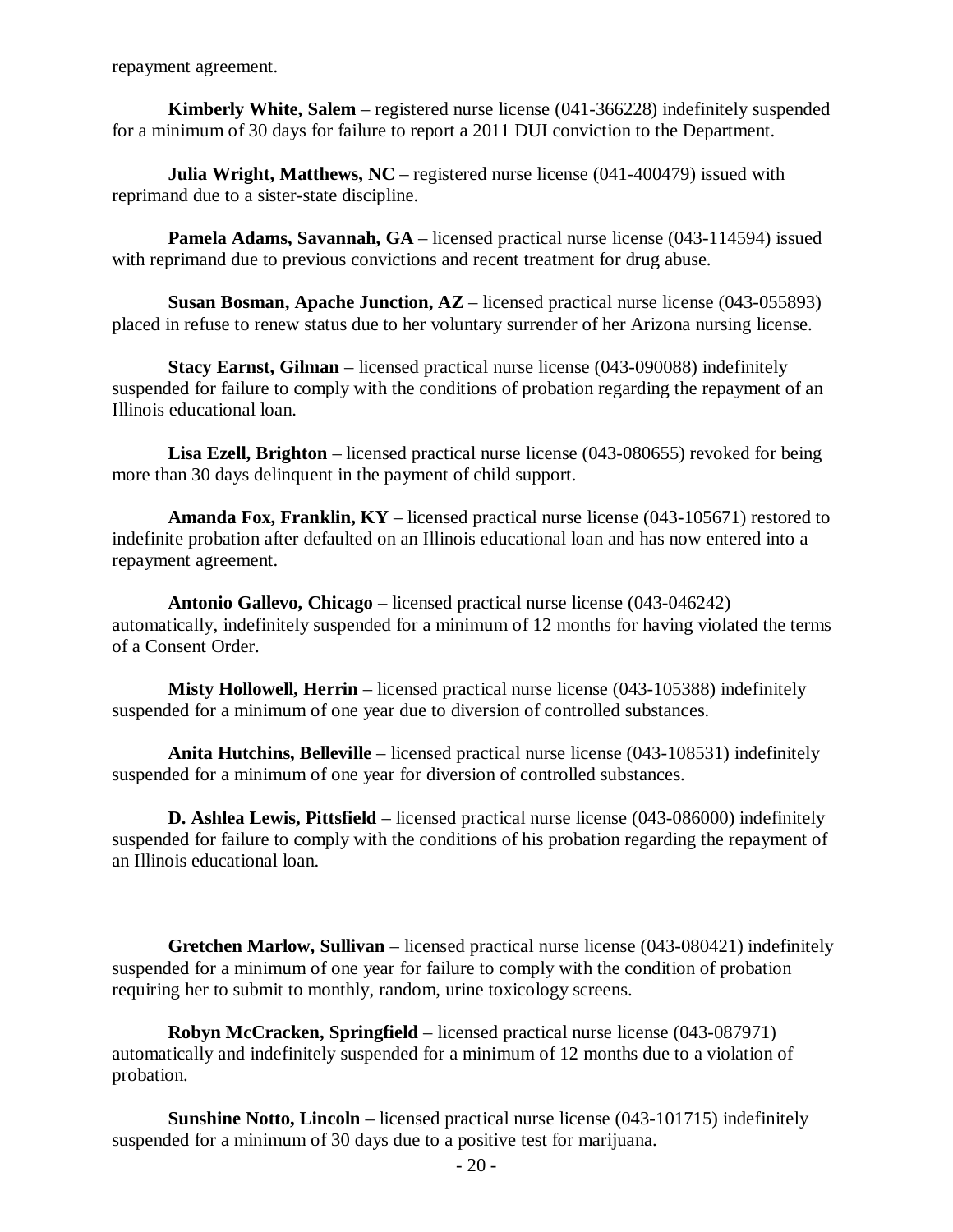repayment agreement.

**Kimberly White, Salem** – registered nurse license (041-366228) indefinitely suspended for a minimum of 30 days for failure to report a 2011 DUI conviction to the Department.

**Julia Wright, Matthews, NC** – registered nurse license (041-400479) issued with reprimand due to a sister-state discipline.

**Pamela Adams, Savannah, GA** – licensed practical nurse license (043-114594) issued with reprimand due to previous convictions and recent treatment for drug abuse.

**Susan Bosman, Apache Junction, AZ** – licensed practical nurse license (043-055893) placed in refuse to renew status due to her voluntary surrender of her Arizona nursing license.

**Stacy Earnst, Gilman** – licensed practical nurse license (043-090088) indefinitely suspended for failure to comply with the conditions of probation regarding the repayment of an Illinois educational loan.

**Lisa Ezell, Brighton** – licensed practical nurse license (043-080655) revoked for being more than 30 days delinquent in the payment of child support.

**Amanda Fox, Franklin, KY** – licensed practical nurse license (043-105671) restored to indefinite probation after defaulted on an Illinois educational loan and has now entered into a repayment agreement.

**Antonio Gallevo, Chicago** – licensed practical nurse license (043-046242) automatically, indefinitely suspended for a minimum of 12 months for having violated the terms of a Consent Order.

**Misty Hollowell, Herrin** – licensed practical nurse license (043-105388) indefinitely suspended for a minimum of one year due to diversion of controlled substances.

**Anita Hutchins, Belleville** – licensed practical nurse license (043-108531) indefinitely suspended for a minimum of one year for diversion of controlled substances.

**D. Ashlea Lewis, Pittsfield** – licensed practical nurse license (043-086000) indefinitely suspended for failure to comply with the conditions of his probation regarding the repayment of an Illinois educational loan.

**Gretchen Marlow, Sullivan** – licensed practical nurse license (043-080421) indefinitely suspended for a minimum of one year for failure to comply with the condition of probation requiring her to submit to monthly, random, urine toxicology screens.

**Robyn McCracken, Springfield** – licensed practical nurse license (043-087971) automatically and indefinitely suspended for a minimum of 12 months due to a violation of probation.

**Sunshine Notto, Lincoln** – licensed practical nurse license (043-101715) indefinitely suspended for a minimum of 30 days due to a positive test for marijuana.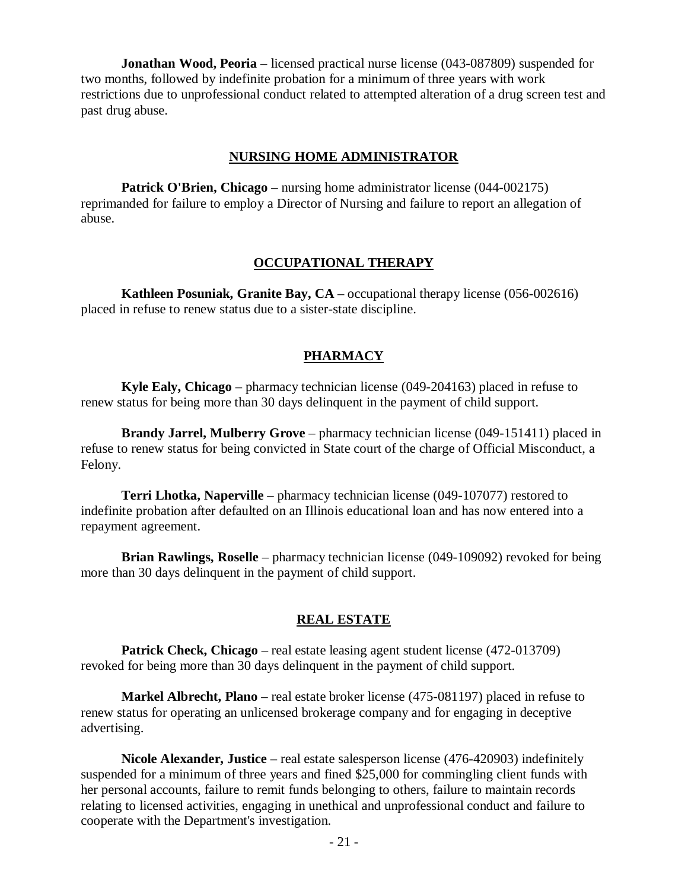**Jonathan Wood, Peoria** – licensed practical nurse license (043-087809) suspended for two months, followed by indefinite probation for a minimum of three years with work restrictions due to unprofessional conduct related to attempted alteration of a drug screen test and past drug abuse.

## NURSING HOME ADMINISTRATOR

**Patrick O'Brien, Chicago** – nursing home administrator license (044-002175) reprimanded for failure to employ a Director of Nursing and failure to report an allegation of abuse.

## OCCUPATIONAL THERAPY

**Kathleen Posuniak, Granite Bay, CA** – occupational therapy license (056-002616) placed in refuse to renew status due to a sister-state discipline.

## PHARMACY

**Kyle Ealy, Chicago** – pharmacy technician license (049-204163) placed in refuse to renew status for being more than 30 days delinquent in the payment of child support.

**Brandy Jarrel, Mulberry Grove** – pharmacy technician license (049-151411) placed in refuse to renew status for being convicted in State court of the charge of Official Misconduct, a Felony.

**Terri Lhotka, Naperville** – pharmacy technician license (049-107077) restored to indefinite probation after defaulted on an Illinois educational loan and has now entered into a repayment agreement.

**Brian Rawlings, Roselle** – pharmacy technician license (049-109092) revoked for being more than 30 days delinquent in the payment of child support.

## REAL ESTATE

**Patrick Check, Chicago** – real estate leasing agent student license (472-013709) revoked for being more than 30 days delinquent in the payment of child support.

**Markel Albrecht, Plano** – real estate broker license (475-081197) placed in refuse to renew status for operating an unlicensed brokerage company and for engaging in deceptive advertising.

**Nicole Alexander, Justice** – real estate salesperson license (476-420903) indefinitely suspended for a minimum of three years and fined $25,000 for commingling client funds with her personal accounts, failure to remit funds belonging to others, failure to maintain records relating to licensed activities, engaging in unethical and unprofessional conduct and failure to cooperate with the Department's investigation.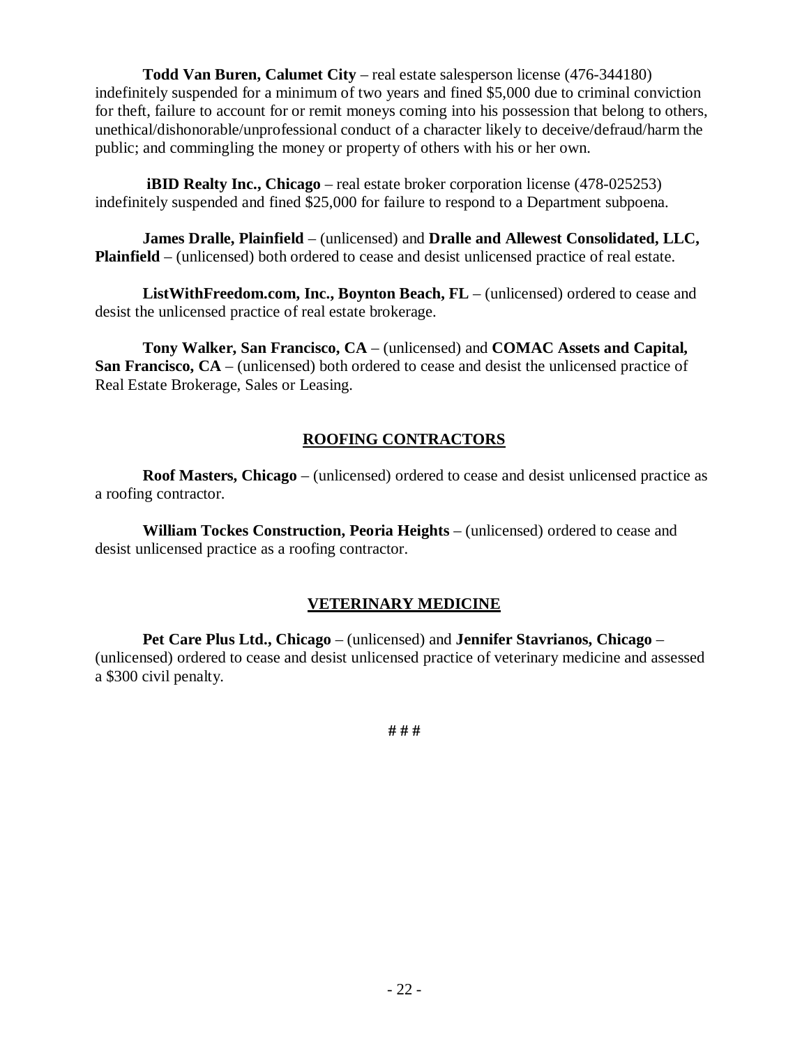**Todd Van Buren, Calumet City** – real estate salesperson license (476-344180) indefinitely suspended for a minimum of two years and fined $5,000 due to criminal conviction for theft, failure to account for or remit moneys coming into his possession that belong to others, unethical/dishonorable/unprofessional conduct of a character likely to deceive/defraud/harm the public; and commingling the money or property of others with his or her own.

**iBID Realty Inc., Chicago** – real estate broker corporation license (478-025253) indefinitely suspended and fined $25,000 for failure to respond to a Department subpoena.

**James Dralle, Plainfield** – (unlicensed) and **Dralle and Allewest Consolidated, LLC, Plainfield** – (unlicensed) both ordered to cease and desist unlicensed practice of real estate.

**ListWithFreedom.com, Inc., Boynton Beach, FL** – (unlicensed) ordered to cease and desist the unlicensed practice of real estate brokerage.

**Tony Walker, San Francisco, CA** – (unlicensed) and **COMAC Assets and Capital, San Francisco, CA** – (unlicensed) both ordered to cease and desist the unlicensed practice of Real Estate Brokerage, Sales or Leasing.

## ROOFING CONTRACTORS

**Roof Masters, Chicago** – (unlicensed) ordered to cease and desist unlicensed practice as a roofing contractor.

**William Tockes Construction, Peoria Heights** – (unlicensed) ordered to cease and desist unlicensed practice as a roofing contractor.

## VETERINARY MEDICINE

**Pet Care Plus Ltd., Chicago** – (unlicensed) and **Jennifer Stavrianos, Chicago** – (unlicensed) ordered to cease and desist unlicensed practice of veterinary medicine and assessed a $300 civil penalty.

# # #